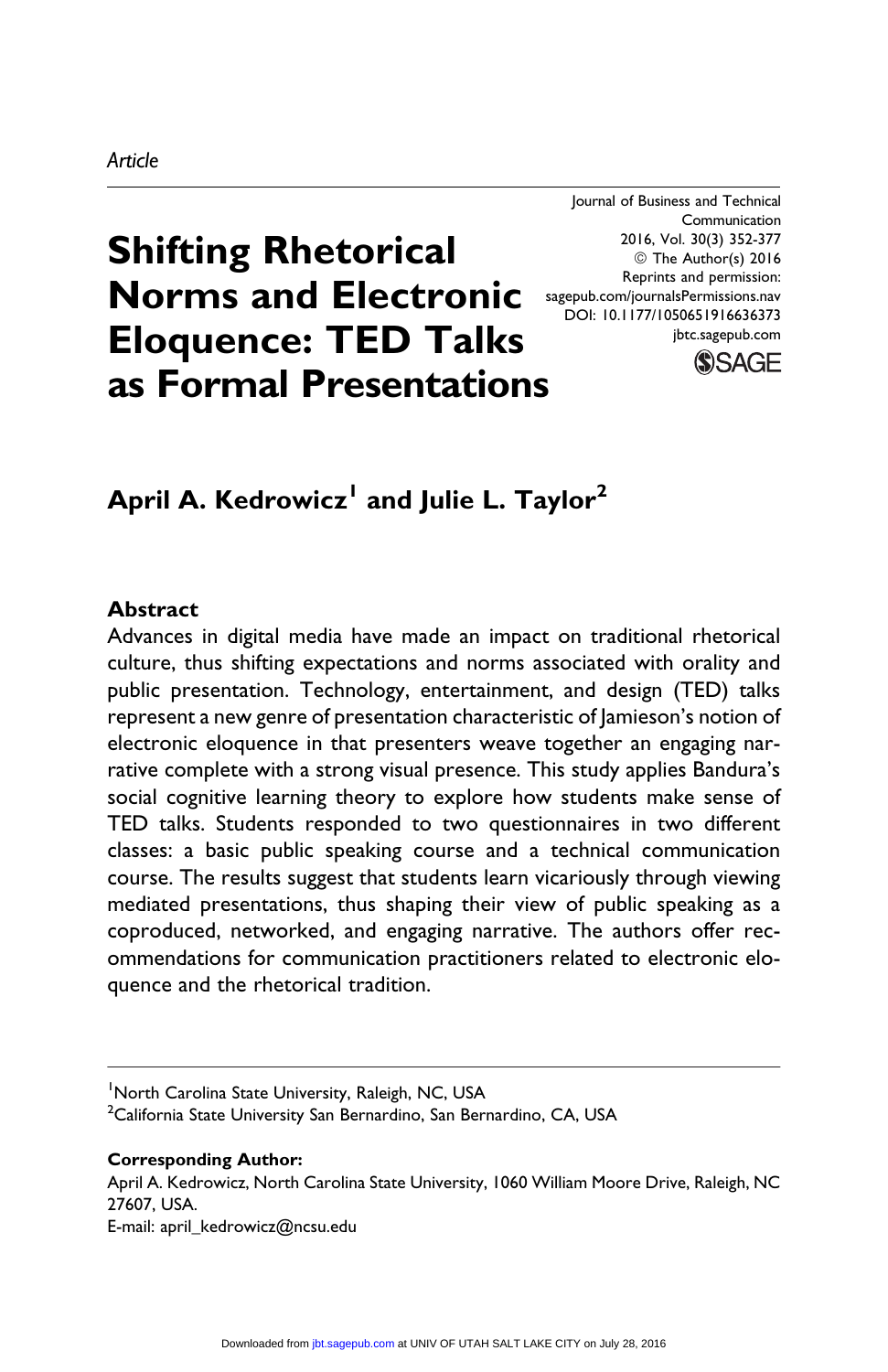Article

# Shifting Rhetorical Norms and Electronic Eloquence: TED Talks as Formal Presentations

Journal of Business and Technical Communication
2016, Vol. 30(3) 352-377
© The Author(s) 2016
Reprints and permission: sagepub.com/journalsPermissions.nav
DOI: 10.1177/1050651916636373
jbtc.sagepub.com

**April A. Kedrowicz[1] and Julie L. Taylor[2]**

## Abstract

Advances in digital media have made an impact on traditional rhetorical culture, thus shifting expectations and norms associated with orality and public presentation. Technology, entertainment, and design (TED) talks represent a new genre of presentation characteristic of Jamieson's notion of electronic eloquence in that presenters weave together an engaging narrative complete with a strong visual presence. This study applies Bandura's social cognitive learning theory to explore how students make sense of TED talks. Students responded to two questionnaires in two different classes: a basic public speaking course and a technical communication course. The results suggest that students learn vicariously through viewing mediated presentations, thus shaping their view of public speaking as a coproduced, networked, and engaging narrative. The authors offer recommendations for communication practitioners related to electronic eloquence and the rhetorical tradition.

---

[1]North Carolina State University, Raleigh, NC, USA
[2]California State University San Bernardino, San Bernardino, CA, USA

**Corresponding Author:**
April A. Kedrowicz, North Carolina State University, 1060 William Moore Drive, Raleigh, NC 27607, USA.
E-mail: april_kedrowicz@ncsu.edu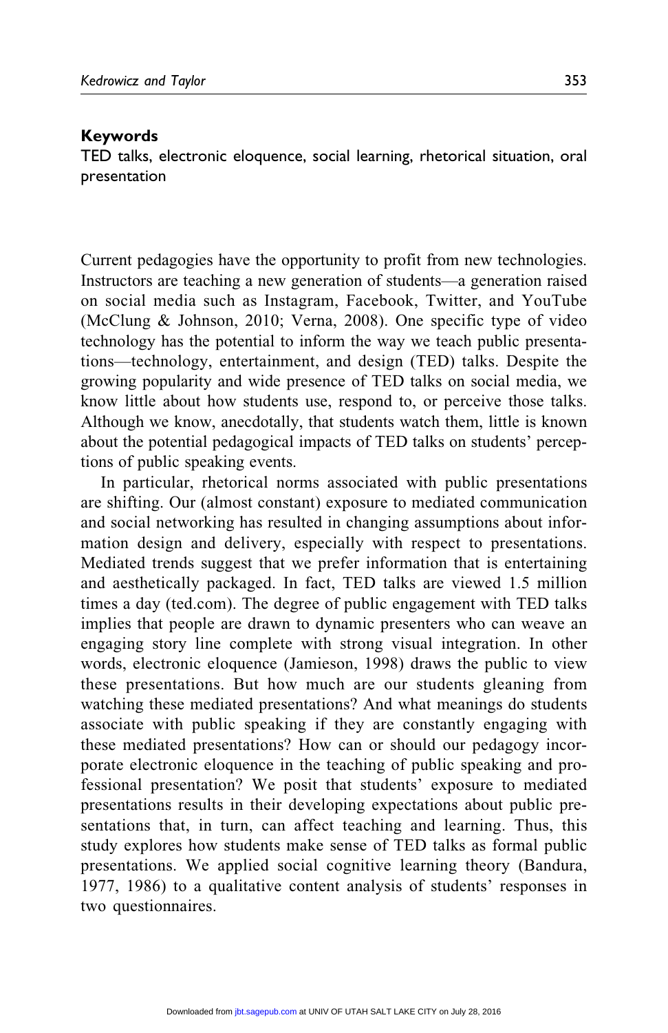**Keywords**

TED talks, electronic eloquence, social learning, rhetorical situation, oral presentation

Current pedagogies have the opportunity to profit from new technologies. Instructors are teaching a new generation of students—a generation raised on social media such as Instagram, Facebook, Twitter, and YouTube (McClung & Johnson, 2010; Verna, 2008). One specific type of video technology has the potential to inform the way we teach public presentations—technology, entertainment, and design (TED) talks. Despite the growing popularity and wide presence of TED talks on social media, we know little about how students use, respond to, or perceive those talks. Although we know, anecdotally, that students watch them, little is known about the potential pedagogical impacts of TED talks on students' perceptions of public speaking events.

In particular, rhetorical norms associated with public presentations are shifting. Our (almost constant) exposure to mediated communication and social networking has resulted in changing assumptions about information design and delivery, especially with respect to presentations. Mediated trends suggest that we prefer information that is entertaining and aesthetically packaged. In fact, TED talks are viewed 1.5 million times a day (ted.com). The degree of public engagement with TED talks implies that people are drawn to dynamic presenters who can weave an engaging story line complete with strong visual integration. In other words, electronic eloquence (Jamieson, 1998) draws the public to view these presentations. But how much are our students gleaning from watching these mediated presentations? And what meanings do students associate with public speaking if they are constantly engaging with these mediated presentations? How can or should our pedagogy incorporate electronic eloquence in the teaching of public speaking and professional presentation? We posit that students' exposure to mediated presentations results in their developing expectations about public presentations that, in turn, can affect teaching and learning. Thus, this study explores how students make sense of TED talks as formal public presentations. We applied social cognitive learning theory (Bandura, 1977, 1986) to a qualitative content analysis of students' responses in two questionnaires.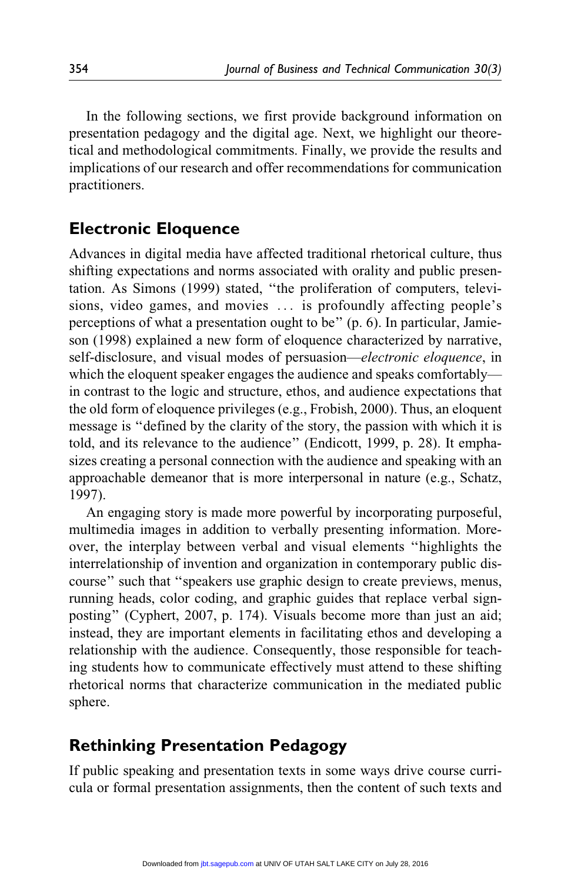In the following sections, we first provide background information on presentation pedagogy and the digital age. Next, we highlight our theoretical and methodological commitments. Finally, we provide the results and implications of our research and offer recommendations for communication practitioners.

## Electronic Eloquence

Advances in digital media have affected traditional rhetorical culture, thus shifting expectations and norms associated with orality and public presentation. As Simons (1999) stated, "the proliferation of computers, televisions, video games, and movies ... is profoundly affecting people's perceptions of what a presentation ought to be" (p. 6). In particular, Jamieson (1998) explained a new form of eloquence characterized by narrative, self-disclosure, and visual modes of persuasion—*electronic eloquence*, in which the eloquent speaker engages the audience and speaks comfortably—in contrast to the logic and structure, ethos, and audience expectations that the old form of eloquence privileges (e.g., Frobish, 2000). Thus, an eloquent message is "defined by the clarity of the story, the passion with which it is told, and its relevance to the audience" (Endicott, 1999, p. 28). It emphasizes creating a personal connection with the audience and speaking with an approachable demeanor that is more interpersonal in nature (e.g., Schatz, 1997).

An engaging story is made more powerful by incorporating purposeful, multimedia images in addition to verbally presenting information. Moreover, the interplay between verbal and visual elements "highlights the interrelationship of invention and organization in contemporary public discourse" such that "speakers use graphic design to create previews, menus, running heads, color coding, and graphic guides that replace verbal signposting" (Cyphert, 2007, p. 174). Visuals become more than just an aid; instead, they are important elements in facilitating ethos and developing a relationship with the audience. Consequently, those responsible for teaching students how to communicate effectively must attend to these shifting rhetorical norms that characterize communication in the mediated public sphere.

## Rethinking Presentation Pedagogy

If public speaking and presentation texts in some ways drive course curricula or formal presentation assignments, then the content of such texts and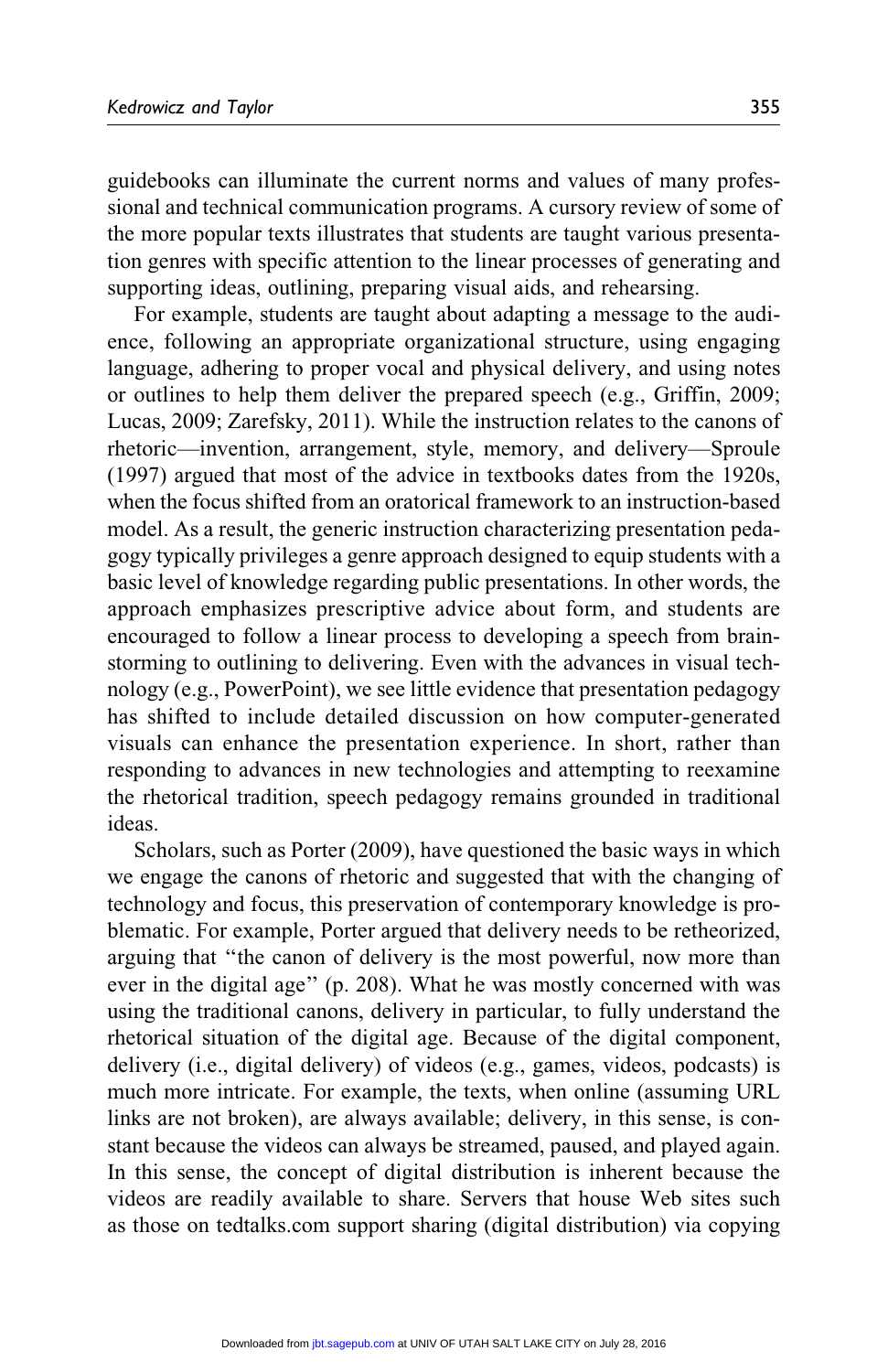guidebooks can illuminate the current norms and values of many professional and technical communication programs. A cursory review of some of the more popular texts illustrates that students are taught various presentation genres with specific attention to the linear processes of generating and supporting ideas, outlining, preparing visual aids, and rehearsing.

For example, students are taught about adapting a message to the audience, following an appropriate organizational structure, using engaging language, adhering to proper vocal and physical delivery, and using notes or outlines to help them deliver the prepared speech (e.g., Griffin, 2009; Lucas, 2009; Zarefsky, 2011). While the instruction relates to the canons of rhetoric—invention, arrangement, style, memory, and delivery—Sproule (1997) argued that most of the advice in textbooks dates from the 1920s, when the focus shifted from an oratorical framework to an instruction-based model. As a result, the generic instruction characterizing presentation pedagogy typically privileges a genre approach designed to equip students with a basic level of knowledge regarding public presentations. In other words, the approach emphasizes prescriptive advice about form, and students are encouraged to follow a linear process to developing a speech from brainstorming to outlining to delivering. Even with the advances in visual technology (e.g., PowerPoint), we see little evidence that presentation pedagogy has shifted to include detailed discussion on how computer-generated visuals can enhance the presentation experience. In short, rather than responding to advances in new technologies and attempting to reexamine the rhetorical tradition, speech pedagogy remains grounded in traditional ideas.

Scholars, such as Porter (2009), have questioned the basic ways in which we engage the canons of rhetoric and suggested that with the changing of technology and focus, this preservation of contemporary knowledge is problematic. For example, Porter argued that delivery needs to be retheorized, arguing that "the canon of delivery is the most powerful, now more than ever in the digital age" (p. 208). What he was mostly concerned with was using the traditional canons, delivery in particular, to fully understand the rhetorical situation of the digital age. Because of the digital component, delivery (i.e., digital delivery) of videos (e.g., games, videos, podcasts) is much more intricate. For example, the texts, when online (assuming URL links are not broken), are always available; delivery, in this sense, is constant because the videos can always be streamed, paused, and played again. In this sense, the concept of digital distribution is inherent because the videos are readily available to share. Servers that house Web sites such as those on tedtalks.com support sharing (digital distribution) via copying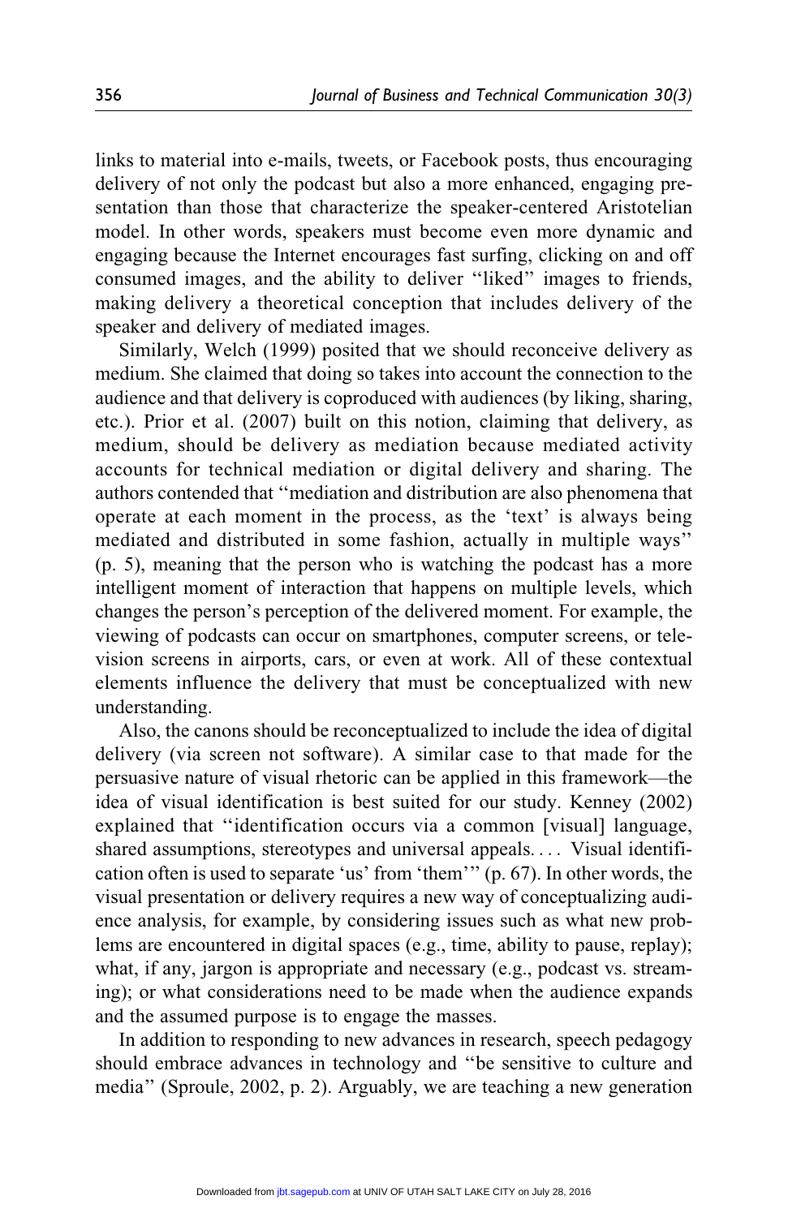links to material into e-mails, tweets, or Facebook posts, thus encouraging delivery of not only the podcast but also a more enhanced, engaging presentation than those that characterize the speaker-centered Aristotelian model. In other words, speakers must become even more dynamic and engaging because the Internet encourages fast surfing, clicking on and off consumed images, and the ability to deliver "liked" images to friends, making delivery a theoretical conception that includes delivery of the speaker and delivery of mediated images.

Similarly, Welch (1999) posited that we should reconceive delivery as medium. She claimed that doing so takes into account the connection to the audience and that delivery is coproduced with audiences (by liking, sharing, etc.). Prior et al. (2007) built on this notion, claiming that delivery, as medium, should be delivery as mediation because mediated activity accounts for technical mediation or digital delivery and sharing. The authors contended that "mediation and distribution are also phenomena that operate at each moment in the process, as the 'text' is always being mediated and distributed in some fashion, actually in multiple ways" (p. 5), meaning that the person who is watching the podcast has a more intelligent moment of interaction that happens on multiple levels, which changes the person's perception of the delivered moment. For example, the viewing of podcasts can occur on smartphones, computer screens, or television screens in airports, cars, or even at work. All of these contextual elements influence the delivery that must be conceptualized with new understanding.

Also, the canons should be reconceptualized to include the idea of digital delivery (via screen not software). A similar case to that made for the persuasive nature of visual rhetoric can be applied in this framework—the idea of visual identification is best suited for our study. Kenney (2002) explained that "identification occurs via a common [visual] language, shared assumptions, stereotypes and universal appeals. . . . Visual identification often is used to separate 'us' from 'them'" (p. 67). In other words, the visual presentation or delivery requires a new way of conceptualizing audience analysis, for example, by considering issues such as what new problems are encountered in digital spaces (e.g., time, ability to pause, replay); what, if any, jargon is appropriate and necessary (e.g., podcast vs. streaming); or what considerations need to be made when the audience expands and the assumed purpose is to engage the masses.

In addition to responding to new advances in research, speech pedagogy should embrace advances in technology and "be sensitive to culture and media" (Sproule, 2002, p. 2). Arguably, we are teaching a new generation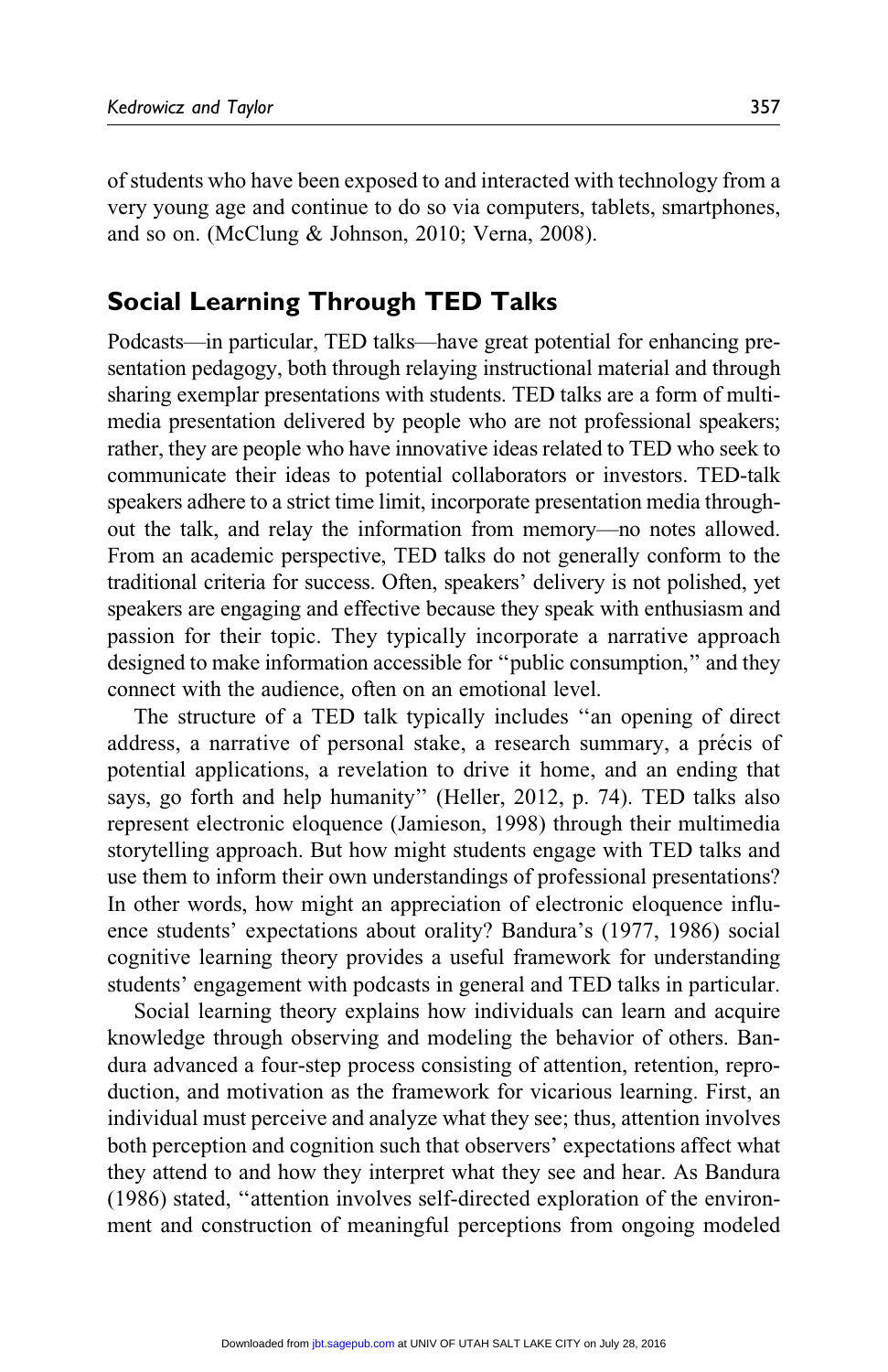of students who have been exposed to and interacted with technology from a very young age and continue to do so via computers, tablets, smartphones, and so on. (McClung & Johnson, 2010; Verna, 2008).

## Social Learning Through TED Talks

Podcasts—in particular, TED talks—have great potential for enhancing presentation pedagogy, both through relaying instructional material and through sharing exemplar presentations with students. TED talks are a form of multimedia presentation delivered by people who are not professional speakers; rather, they are people who have innovative ideas related to TED who seek to communicate their ideas to potential collaborators or investors. TED-talk speakers adhere to a strict time limit, incorporate presentation media throughout the talk, and relay the information from memory—no notes allowed. From an academic perspective, TED talks do not generally conform to the traditional criteria for success. Often, speakers' delivery is not polished, yet speakers are engaging and effective because they speak with enthusiasm and passion for their topic. They typically incorporate a narrative approach designed to make information accessible for "public consumption," and they connect with the audience, often on an emotional level.

The structure of a TED talk typically includes "an opening of direct address, a narrative of personal stake, a research summary, a précis of potential applications, a revelation to drive it home, and an ending that says, go forth and help humanity" (Heller, 2012, p. 74). TED talks also represent electronic eloquence (Jamieson, 1998) through their multimedia storytelling approach. But how might students engage with TED talks and use them to inform their own understandings of professional presentations? In other words, how might an appreciation of electronic eloquence influence students' expectations about orality? Bandura's (1977, 1986) social cognitive learning theory provides a useful framework for understanding students' engagement with podcasts in general and TED talks in particular.

Social learning theory explains how individuals can learn and acquire knowledge through observing and modeling the behavior of others. Bandura advanced a four-step process consisting of attention, retention, reproduction, and motivation as the framework for vicarious learning. First, an individual must perceive and analyze what they see; thus, attention involves both perception and cognition such that observers' expectations affect what they attend to and how they interpret what they see and hear. As Bandura (1986) stated, "attention involves self-directed exploration of the environment and construction of meaningful perceptions from ongoing modeled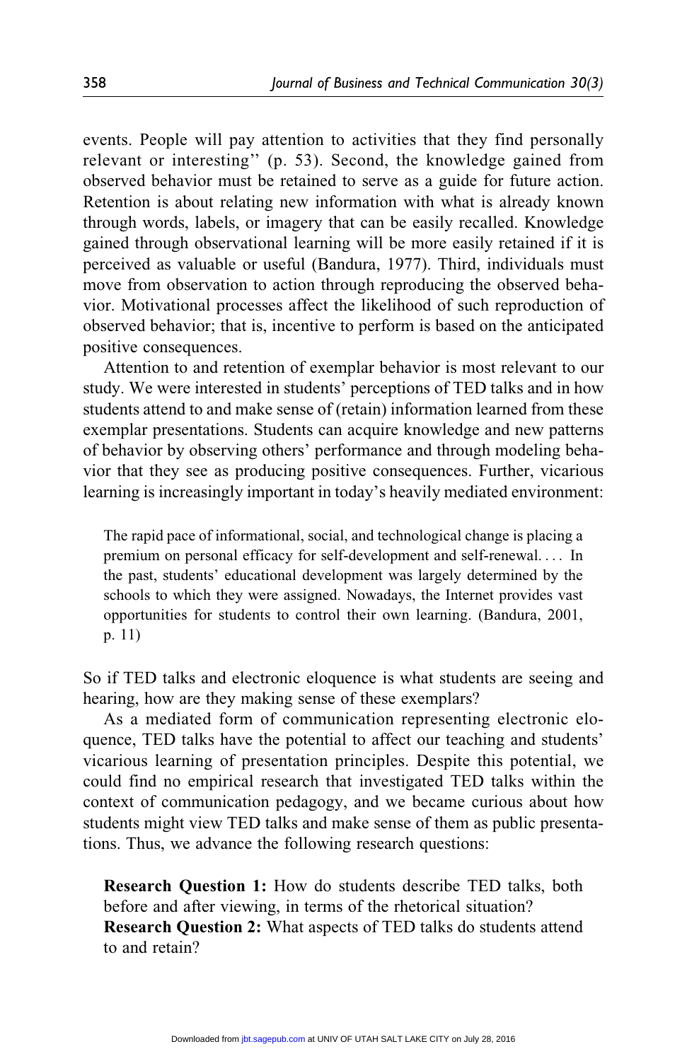events. People will pay attention to activities that they find personally relevant or interesting'' (p. 53). Second, the knowledge gained from observed behavior must be retained to serve as a guide for future action. Retention is about relating new information with what is already known through words, labels, or imagery that can be easily recalled. Knowledge gained through observational learning will be more easily retained if it is perceived as valuable or useful (Bandura, 1977). Third, individuals must move from observation to action through reproducing the observed behavior. Motivational processes affect the likelihood of such reproduction of observed behavior; that is, incentive to perform is based on the anticipated positive consequences.

Attention to and retention of exemplar behavior is most relevant to our study. We were interested in students' perceptions of TED talks and in how students attend to and make sense of (retain) information learned from these exemplar presentations. Students can acquire knowledge and new patterns of behavior by observing others' performance and through modeling behavior that they see as producing positive consequences. Further, vicarious learning is increasingly important in today's heavily mediated environment:

> The rapid pace of informational, social, and technological change is placing a premium on personal efficacy for self-development and self-renewal. . . . In the past, students' educational development was largely determined by the schools to which they were assigned. Nowadays, the Internet provides vast opportunities for students to control their own learning. (Bandura, 2001, p. 11)

So if TED talks and electronic eloquence is what students are seeing and hearing, how are they making sense of these exemplars?

As a mediated form of communication representing electronic eloquence, TED talks have the potential to affect our teaching and students' vicarious learning of presentation principles. Despite this potential, we could find no empirical research that investigated TED talks within the context of communication pedagogy, and we became curious about how students might view TED talks and make sense of them as public presentations. Thus, we advance the following research questions:

**Research Question 1:** How do students describe TED talks, both before and after viewing, in terms of the rhetorical situation?
**Research Question 2:** What aspects of TED talks do students attend to and retain?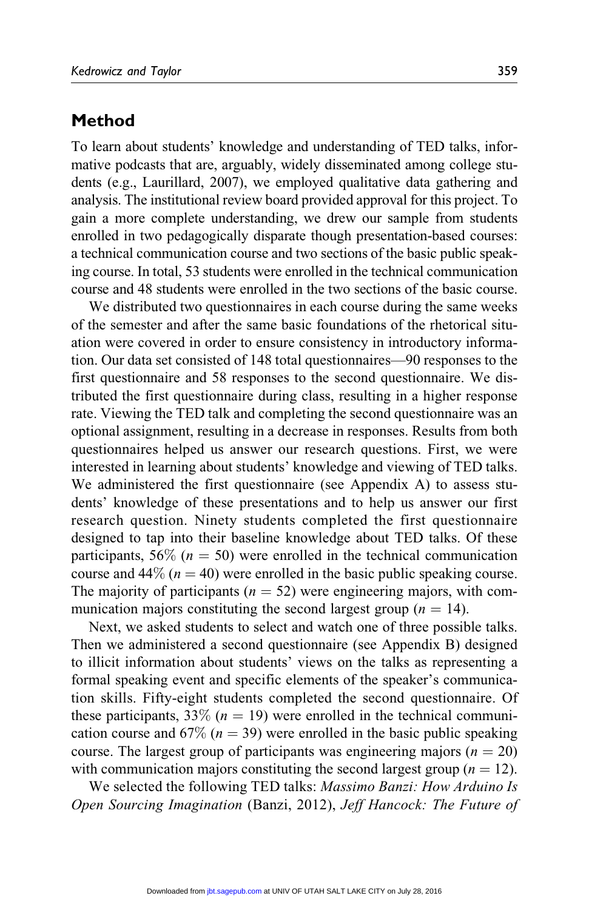## Method

To learn about students' knowledge and understanding of TED talks, informative podcasts that are, arguably, widely disseminated among college students (e.g., Laurillard, 2007), we employed qualitative data gathering and analysis. The institutional review board provided approval for this project. To gain a more complete understanding, we drew our sample from students enrolled in two pedagogically disparate though presentation-based courses: a technical communication course and two sections of the basic public speaking course. In total, 53 students were enrolled in the technical communication course and 48 students were enrolled in the two sections of the basic course.

We distributed two questionnaires in each course during the same weeks of the semester and after the same basic foundations of the rhetorical situation were covered in order to ensure consistency in introductory information. Our data set consisted of 148 total questionnaires—90 responses to the first questionnaire and 58 responses to the second questionnaire. We distributed the first questionnaire during class, resulting in a higher response rate. Viewing the TED talk and completing the second questionnaire was an optional assignment, resulting in a decrease in responses. Results from both questionnaires helped us answer our research questions. First, we were interested in learning about students' knowledge and viewing of TED talks. We administered the first questionnaire (see Appendix A) to assess students' knowledge of these presentations and to help us answer our first research question. Ninety students completed the first questionnaire designed to tap into their baseline knowledge about TED talks. Of these participants, 56% ($n = 50$) were enrolled in the technical communication course and 44% ($n = 40$) were enrolled in the basic public speaking course. The majority of participants ($n = 52$) were engineering majors, with communication majors constituting the second largest group ($n = 14$).

Next, we asked students to select and watch one of three possible talks. Then we administered a second questionnaire (see Appendix B) designed to illicit information about students' views on the talks as representing a formal speaking event and specific elements of the speaker's communication skills. Fifty-eight students completed the second questionnaire. Of these participants, 33% ($n = 19$) were enrolled in the technical communication course and 67% ($n = 39$) were enrolled in the basic public speaking course. The largest group of participants was engineering majors ($n = 20$) with communication majors constituting the second largest group ($n = 12$).

We selected the following TED talks: *Massimo Banzi: How Arduino Is Open Sourcing Imagination* (Banzi, 2012), *Jeff Hancock: The Future of*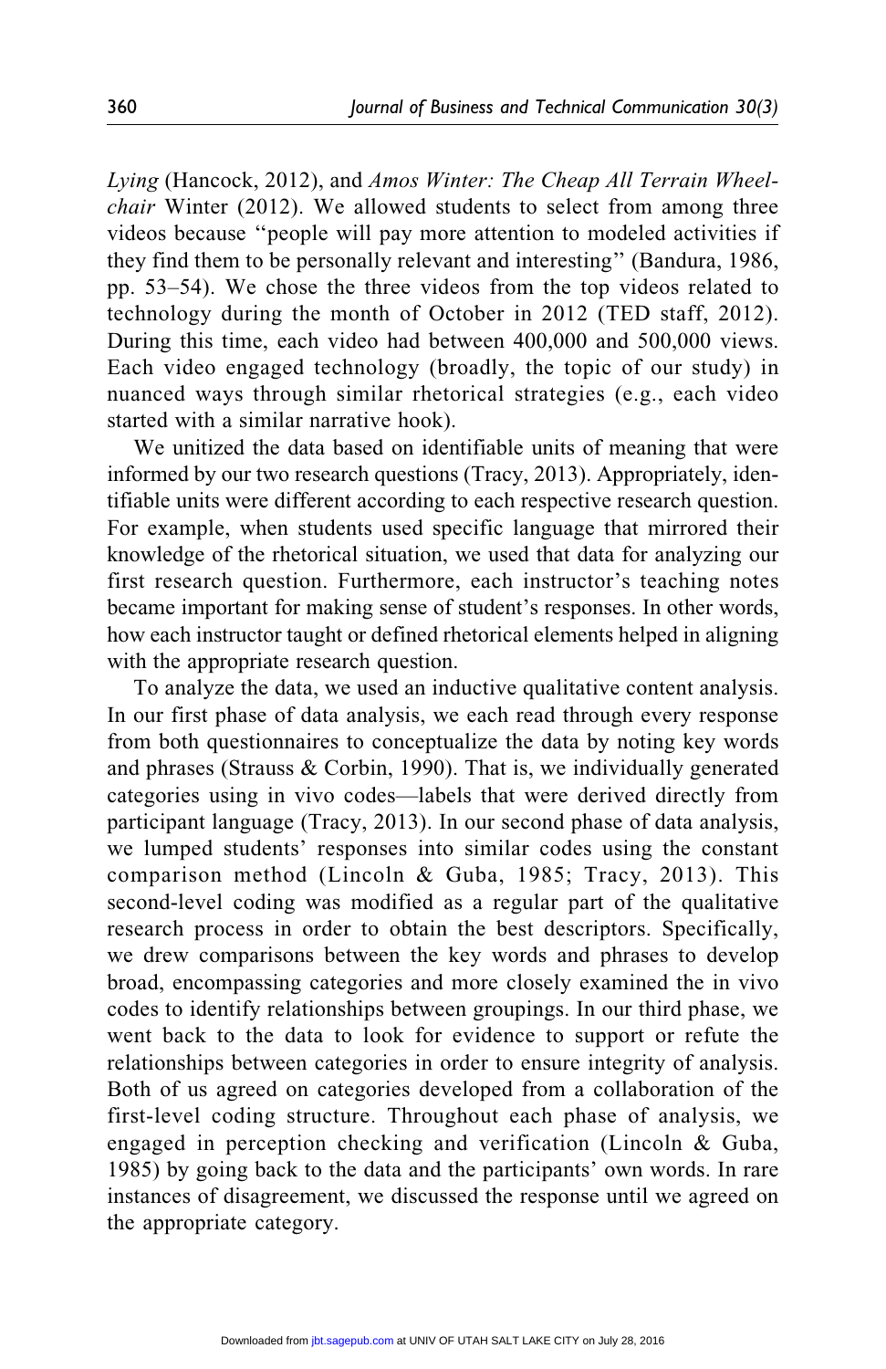*Lying* (Hancock, 2012), and *Amos Winter: The Cheap All Terrain Wheelchair* Winter (2012). We allowed students to select from among three videos because ''people will pay more attention to modeled activities if they find them to be personally relevant and interesting'' (Bandura, 1986, pp. 53–54). We chose the three videos from the top videos related to technology during the month of October in 2012 (TED staff, 2012). During this time, each video had between 400,000 and 500,000 views. Each video engaged technology (broadly, the topic of our study) in nuanced ways through similar rhetorical strategies (e.g., each video started with a similar narrative hook).

We unitized the data based on identifiable units of meaning that were informed by our two research questions (Tracy, 2013). Appropriately, identifiable units were different according to each respective research question. For example, when students used specific language that mirrored their knowledge of the rhetorical situation, we used that data for analyzing our first research question. Furthermore, each instructor's teaching notes became important for making sense of student's responses. In other words, how each instructor taught or defined rhetorical elements helped in aligning with the appropriate research question.

To analyze the data, we used an inductive qualitative content analysis. In our first phase of data analysis, we each read through every response from both questionnaires to conceptualize the data by noting key words and phrases (Strauss & Corbin, 1990). That is, we individually generated categories using in vivo codes—labels that were derived directly from participant language (Tracy, 2013). In our second phase of data analysis, we lumped students' responses into similar codes using the constant comparison method (Lincoln & Guba, 1985; Tracy, 2013). This second-level coding was modified as a regular part of the qualitative research process in order to obtain the best descriptors. Specifically, we drew comparisons between the key words and phrases to develop broad, encompassing categories and more closely examined the in vivo codes to identify relationships between groupings. In our third phase, we went back to the data to look for evidence to support or refute the relationships between categories in order to ensure integrity of analysis. Both of us agreed on categories developed from a collaboration of the first-level coding structure. Throughout each phase of analysis, we engaged in perception checking and verification (Lincoln & Guba, 1985) by going back to the data and the participants' own words. In rare instances of disagreement, we discussed the response until we agreed on the appropriate category.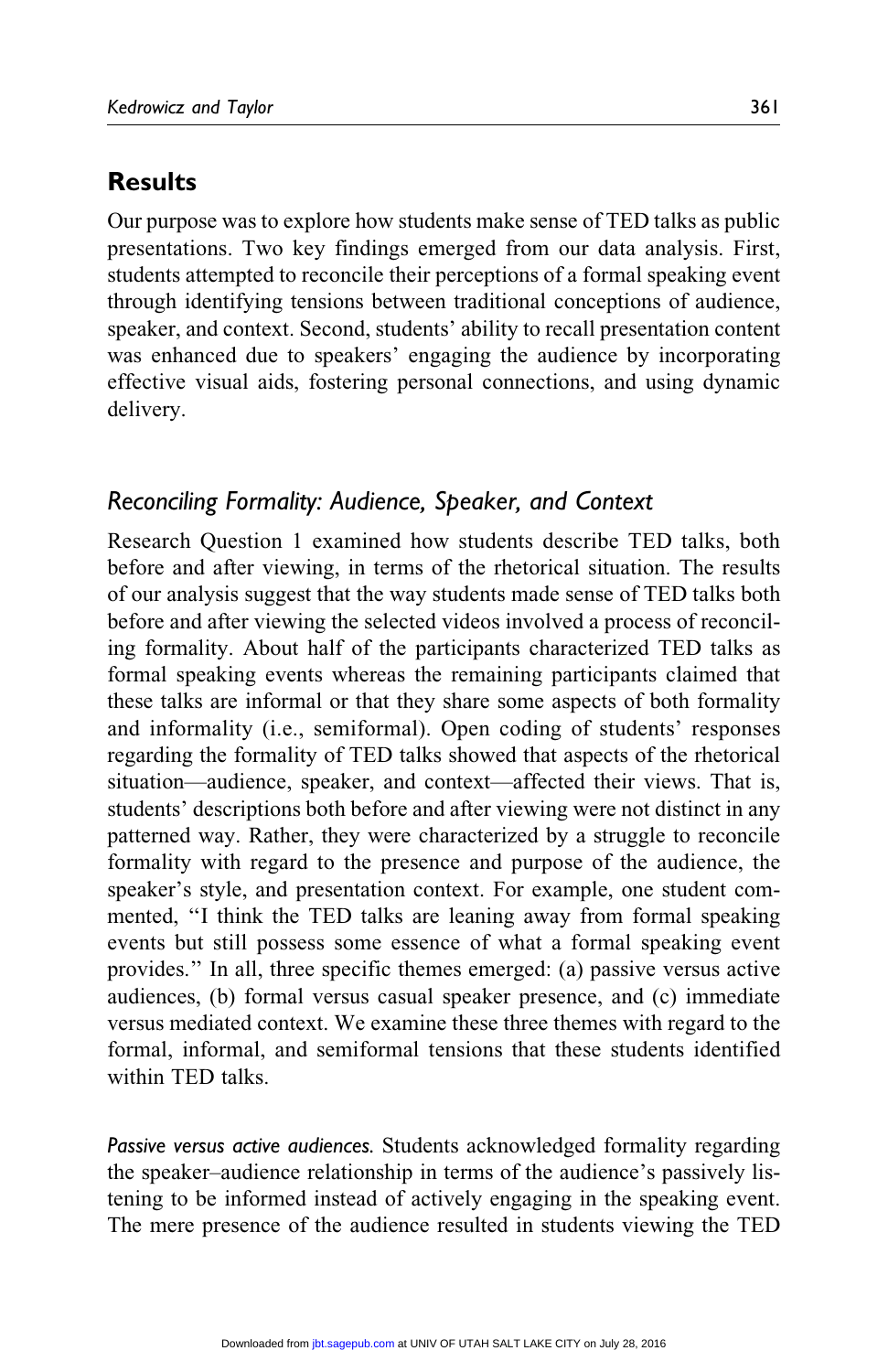## Results

Our purpose was to explore how students make sense of TED talks as public presentations. Two key findings emerged from our data analysis. First, students attempted to reconcile their perceptions of a formal speaking event through identifying tensions between traditional conceptions of audience, speaker, and context. Second, students' ability to recall presentation content was enhanced due to speakers' engaging the audience by incorporating effective visual aids, fostering personal connections, and using dynamic delivery.

### *Reconciling Formality: Audience, Speaker, and Context*

Research Question 1 examined how students describe TED talks, both before and after viewing, in terms of the rhetorical situation. The results of our analysis suggest that the way students made sense of TED talks both before and after viewing the selected videos involved a process of reconciling formality. About half of the participants characterized TED talks as formal speaking events whereas the remaining participants claimed that these talks are informal or that they share some aspects of both formality and informality (i.e., semiformal). Open coding of students' responses regarding the formality of TED talks showed that aspects of the rhetorical situation—audience, speaker, and context—affected their views. That is, students' descriptions both before and after viewing were not distinct in any patterned way. Rather, they were characterized by a struggle to reconcile formality with regard to the presence and purpose of the audience, the speaker's style, and presentation context. For example, one student commented, "I think the TED talks are leaning away from formal speaking events but still possess some essence of what a formal speaking event provides." In all, three specific themes emerged: (a) passive versus active audiences, (b) formal versus casual speaker presence, and (c) immediate versus mediated context. We examine these three themes with regard to the formal, informal, and semiformal tensions that these students identified within TED talks.

*Passive versus active audiences.* Students acknowledged formality regarding the speaker–audience relationship in terms of the audience's passively listening to be informed instead of actively engaging in the speaking event. The mere presence of the audience resulted in students viewing the TED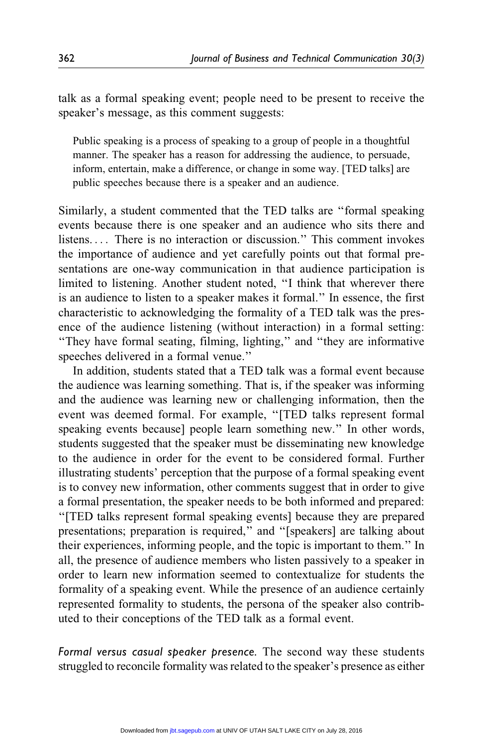talk as a formal speaking event; people need to be present to receive the speaker's message, as this comment suggests:

> Public speaking is a process of speaking to a group of people in a thoughtful manner. The speaker has a reason for addressing the audience, to persuade, inform, entertain, make a difference, or change in some way. [TED talks] are public speeches because there is a speaker and an audience.

Similarly, a student commented that the TED talks are "formal speaking events because there is one speaker and an audience who sits there and listens.... There is no interaction or discussion." This comment invokes the importance of audience and yet carefully points out that formal presentations are one-way communication in that audience participation is limited to listening. Another student noted, "I think that wherever there is an audience to listen to a speaker makes it formal." In essence, the first characteristic to acknowledging the formality of a TED talk was the presence of the audience listening (without interaction) in a formal setting: "They have formal seating, filming, lighting," and "they are informative speeches delivered in a formal venue."

In addition, students stated that a TED talk was a formal event because the audience was learning something. That is, if the speaker was informing and the audience was learning new or challenging information, then the event was deemed formal. For example, "[TED talks represent formal speaking events because] people learn something new." In other words, students suggested that the speaker must be disseminating new knowledge to the audience in order for the event to be considered formal. Further illustrating students' perception that the purpose of a formal speaking event is to convey new information, other comments suggest that in order to give a formal presentation, the speaker needs to be both informed and prepared: "[TED talks represent formal speaking events] because they are prepared presentations; preparation is required," and "[speakers] are talking about their experiences, informing people, and the topic is important to them." In all, the presence of audience members who listen passively to a speaker in order to learn new information seemed to contextualize for students the formality of a speaking event. While the presence of an audience certainly represented formality to students, the persona of the speaker also contributed to their conceptions of the TED talk as a formal event.

*Formal versus casual speaker presence.* The second way these students struggled to reconcile formality was related to the speaker's presence as either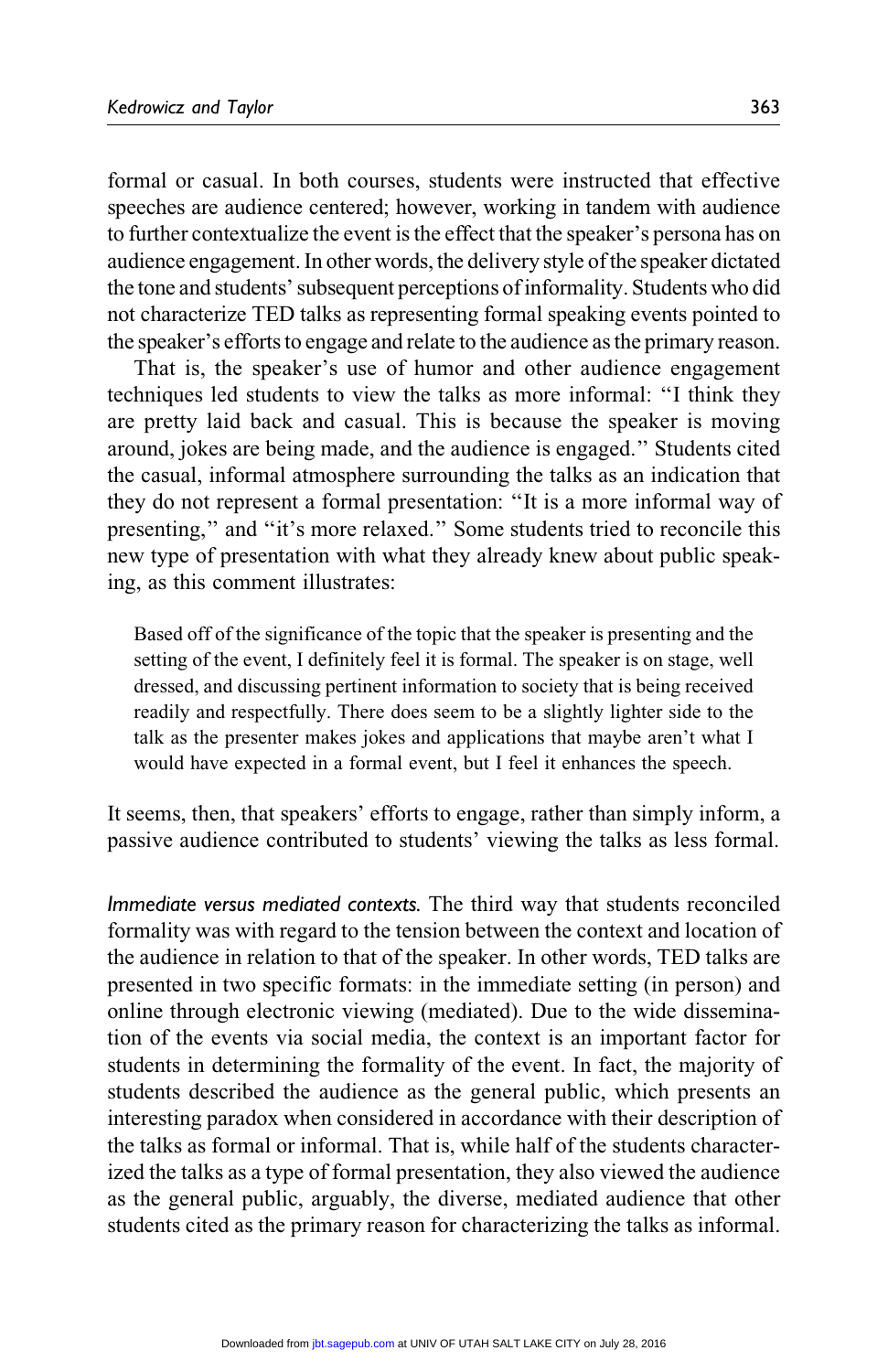formal or casual. In both courses, students were instructed that effective speeches are audience centered; however, working in tandem with audience to further contextualize the event is the effect that the speaker's persona has on audience engagement. In other words, the delivery style of the speaker dictated the tone and students' subsequent perceptions of informality. Students who did not characterize TED talks as representing formal speaking events pointed to the speaker's efforts to engage and relate to the audience as the primary reason.

That is, the speaker's use of humor and other audience engagement techniques led students to view the talks as more informal: "I think they are pretty laid back and casual. This is because the speaker is moving around, jokes are being made, and the audience is engaged." Students cited the casual, informal atmosphere surrounding the talks as an indication that they do not represent a formal presentation: "It is a more informal way of presenting," and "it's more relaxed." Some students tried to reconcile this new type of presentation with what they already knew about public speaking, as this comment illustrates:

> Based off of the significance of the topic that the speaker is presenting and the setting of the event, I definitely feel it is formal. The speaker is on stage, well dressed, and discussing pertinent information to society that is being received readily and respectfully. There does seem to be a slightly lighter side to the talk as the presenter makes jokes and applications that maybe aren't what I would have expected in a formal event, but I feel it enhances the speech.

It seems, then, that speakers' efforts to engage, rather than simply inform, a passive audience contributed to students' viewing the talks as less formal.

*Immediate versus mediated contexts.* The third way that students reconciled formality was with regard to the tension between the context and location of the audience in relation to that of the speaker. In other words, TED talks are presented in two specific formats: in the immediate setting (in person) and online through electronic viewing (mediated). Due to the wide dissemination of the events via social media, the context is an important factor for students in determining the formality of the event. In fact, the majority of students described the audience as the general public, which presents an interesting paradox when considered in accordance with their description of the talks as formal or informal. That is, while half of the students characterized the talks as a type of formal presentation, they also viewed the audience as the general public, arguably, the diverse, mediated audience that other students cited as the primary reason for characterizing the talks as informal.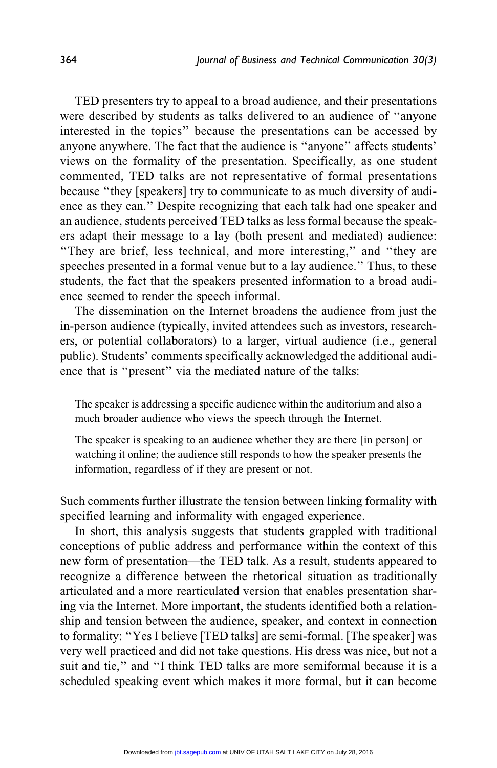TED presenters try to appeal to a broad audience, and their presentations were described by students as talks delivered to an audience of ''anyone interested in the topics'' because the presentations can be accessed by anyone anywhere. The fact that the audience is ''anyone'' affects students' views on the formality of the presentation. Specifically, as one student commented, TED talks are not representative of formal presentations because ''they [speakers] try to communicate to as much diversity of audience as they can.'' Despite recognizing that each talk had one speaker and an audience, students perceived TED talks as less formal because the speakers adapt their message to a lay (both present and mediated) audience: ''They are brief, less technical, and more interesting,'' and ''they are speeches presented in a formal venue but to a lay audience.'' Thus, to these students, the fact that the speakers presented information to a broad audience seemed to render the speech informal.

The dissemination on the Internet broadens the audience from just the in-person audience (typically, invited attendees such as investors, researchers, or potential collaborators) to a larger, virtual audience (i.e., general public). Students' comments specifically acknowledged the additional audience that is ''present'' via the mediated nature of the talks:

> The speaker is addressing a specific audience within the auditorium and also a much broader audience who views the speech through the Internet.

> The speaker is speaking to an audience whether they are there [in person] or watching it online; the audience still responds to how the speaker presents the information, regardless of if they are present or not.

Such comments further illustrate the tension between linking formality with specified learning and informality with engaged experience.

In short, this analysis suggests that students grappled with traditional conceptions of public address and performance within the context of this new form of presentation—the TED talk. As a result, students appeared to recognize a difference between the rhetorical situation as traditionally articulated and a more rearticulated version that enables presentation sharing via the Internet. More important, the students identified both a relationship and tension between the audience, speaker, and context in connection to formality: ''Yes I believe [TED talks] are semi-formal. [The speaker] was very well practiced and did not take questions. His dress was nice, but not a suit and tie,'' and ''I think TED talks are more semiformal because it is a scheduled speaking event which makes it more formal, but it can become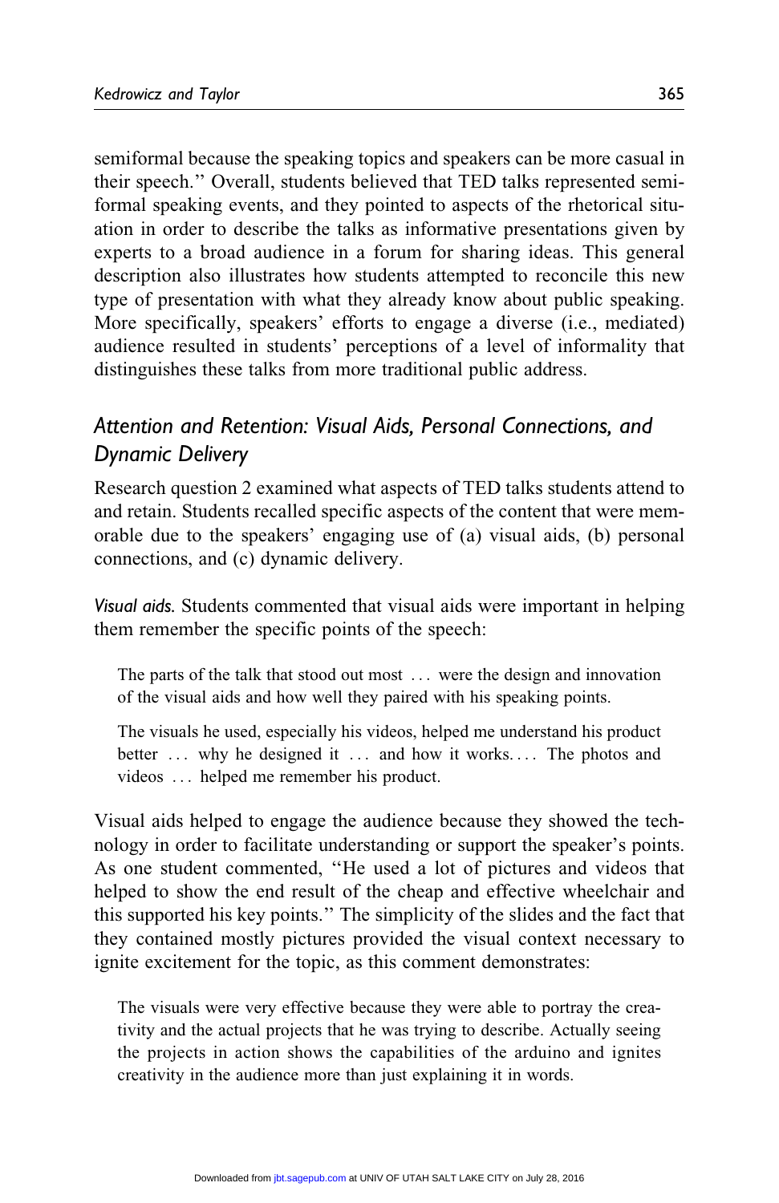semiformal because the speaking topics and speakers can be more casual in their speech.'' Overall, students believed that TED talks represented semiformal speaking events, and they pointed to aspects of the rhetorical situation in order to describe the talks as informative presentations given by experts to a broad audience in a forum for sharing ideas. This general description also illustrates how students attempted to reconcile this new type of presentation with what they already know about public speaking. More specifically, speakers' efforts to engage a diverse (i.e., mediated) audience resulted in students' perceptions of a level of informality that distinguishes these talks from more traditional public address.

### *Attention and Retention: Visual Aids, Personal Connections, and Dynamic Delivery*

Research question 2 examined what aspects of TED talks students attend to and retain. Students recalled specific aspects of the content that were memorable due to the speakers' engaging use of (a) visual aids, (b) personal connections, and (c) dynamic delivery.

*Visual aids.* Students commented that visual aids were important in helping them remember the specific points of the speech:

> The parts of the talk that stood out most ... were the design and innovation of the visual aids and how well they paired with his speaking points.

> The visuals he used, especially his videos, helped me understand his product better ... why he designed it ... and how it works.... The photos and videos ... helped me remember his product.

Visual aids helped to engage the audience because they showed the technology in order to facilitate understanding or support the speaker's points. As one student commented, ''He used a lot of pictures and videos that helped to show the end result of the cheap and effective wheelchair and this supported his key points.'' The simplicity of the slides and the fact that they contained mostly pictures provided the visual context necessary to ignite excitement for the topic, as this comment demonstrates:

> The visuals were very effective because they were able to portray the creativity and the actual projects that he was trying to describe. Actually seeing the projects in action shows the capabilities of the arduino and ignites creativity in the audience more than just explaining it in words.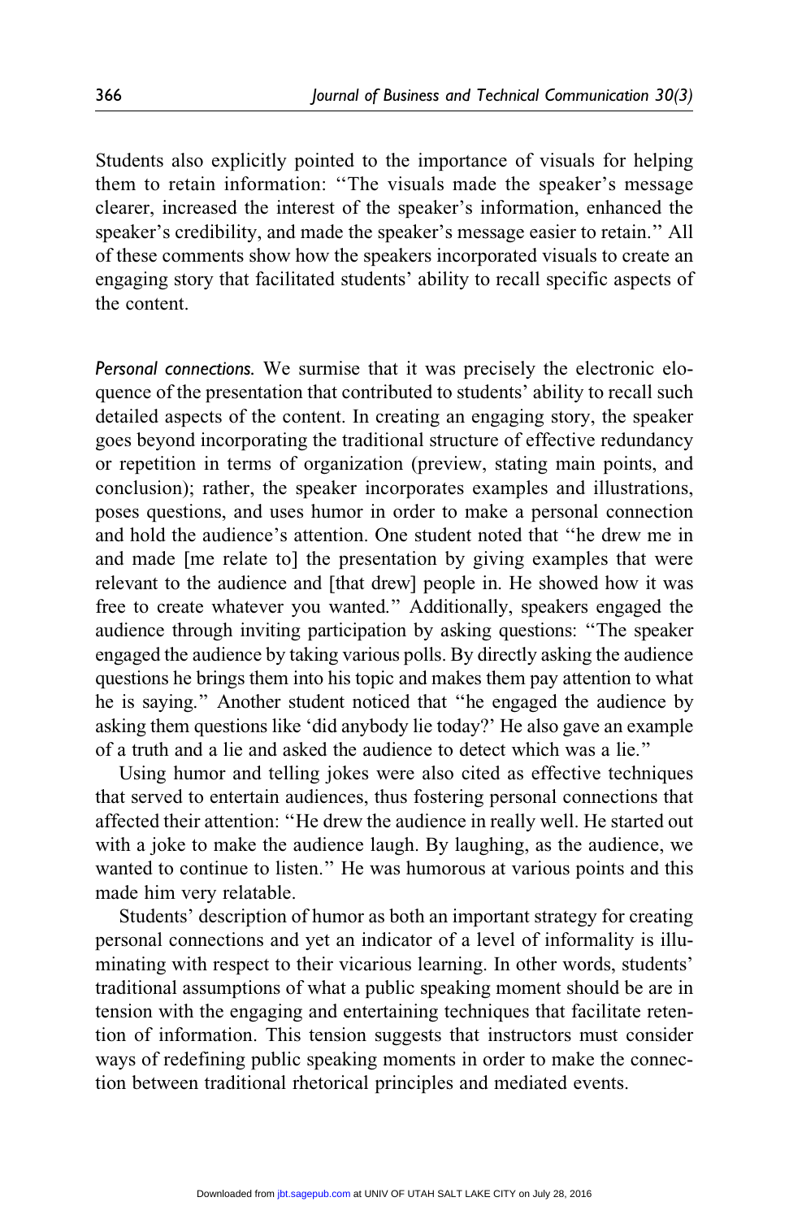Students also explicitly pointed to the importance of visuals for helping them to retain information: "The visuals made the speaker's message clearer, increased the interest of the speaker's information, enhanced the speaker's credibility, and made the speaker's message easier to retain." All of these comments show how the speakers incorporated visuals to create an engaging story that facilitated students' ability to recall specific aspects of the content.

*Personal connections.* We surmise that it was precisely the electronic eloquence of the presentation that contributed to students' ability to recall such detailed aspects of the content. In creating an engaging story, the speaker goes beyond incorporating the traditional structure of effective redundancy or repetition in terms of organization (preview, stating main points, and conclusion); rather, the speaker incorporates examples and illustrations, poses questions, and uses humor in order to make a personal connection and hold the audience's attention. One student noted that "he drew me in and made [me relate to] the presentation by giving examples that were relevant to the audience and [that drew] people in. He showed how it was free to create whatever you wanted." Additionally, speakers engaged the audience through inviting participation by asking questions: "The speaker engaged the audience by taking various polls. By directly asking the audience questions he brings them into his topic and makes them pay attention to what he is saying." Another student noticed that "he engaged the audience by asking them questions like 'did anybody lie today?' He also gave an example of a truth and a lie and asked the audience to detect which was a lie."

Using humor and telling jokes were also cited as effective techniques that served to entertain audiences, thus fostering personal connections that affected their attention: "He drew the audience in really well. He started out with a joke to make the audience laugh. By laughing, as the audience, we wanted to continue to listen." He was humorous at various points and this made him very relatable.

Students' description of humor as both an important strategy for creating personal connections and yet an indicator of a level of informality is illuminating with respect to their vicarious learning. In other words, students' traditional assumptions of what a public speaking moment should be are in tension with the engaging and entertaining techniques that facilitate retention of information. This tension suggests that instructors must consider ways of redefining public speaking moments in order to make the connection between traditional rhetorical principles and mediated events.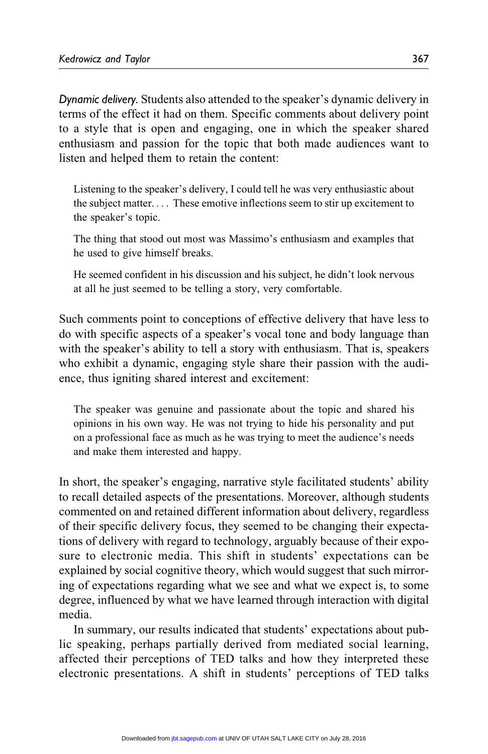*Dynamic delivery.* Students also attended to the speaker's dynamic delivery in terms of the effect it had on them. Specific comments about delivery point to a style that is open and engaging, one in which the speaker shared enthusiasm and passion for the topic that both made audiences want to listen and helped them to retain the content:

> Listening to the speaker's delivery, I could tell he was very enthusiastic about the subject matter. . . . These emotive inflections seem to stir up excitement to the speaker's topic.

> The thing that stood out most was Massimo's enthusiasm and examples that he used to give himself breaks.

> He seemed confident in his discussion and his subject, he didn't look nervous at all he just seemed to be telling a story, very comfortable.

Such comments point to conceptions of effective delivery that have less to do with specific aspects of a speaker's vocal tone and body language than with the speaker's ability to tell a story with enthusiasm. That is, speakers who exhibit a dynamic, engaging style share their passion with the audience, thus igniting shared interest and excitement:

> The speaker was genuine and passionate about the topic and shared his opinions in his own way. He was not trying to hide his personality and put on a professional face as much as he was trying to meet the audience's needs and make them interested and happy.

In short, the speaker's engaging, narrative style facilitated students' ability to recall detailed aspects of the presentations. Moreover, although students commented on and retained different information about delivery, regardless of their specific delivery focus, they seemed to be changing their expectations of delivery with regard to technology, arguably because of their exposure to electronic media. This shift in students' expectations can be explained by social cognitive theory, which would suggest that such mirroring of expectations regarding what we see and what we expect is, to some degree, influenced by what we have learned through interaction with digital media.

In summary, our results indicated that students' expectations about public speaking, perhaps partially derived from mediated social learning, affected their perceptions of TED talks and how they interpreted these electronic presentations. A shift in students' perceptions of TED talks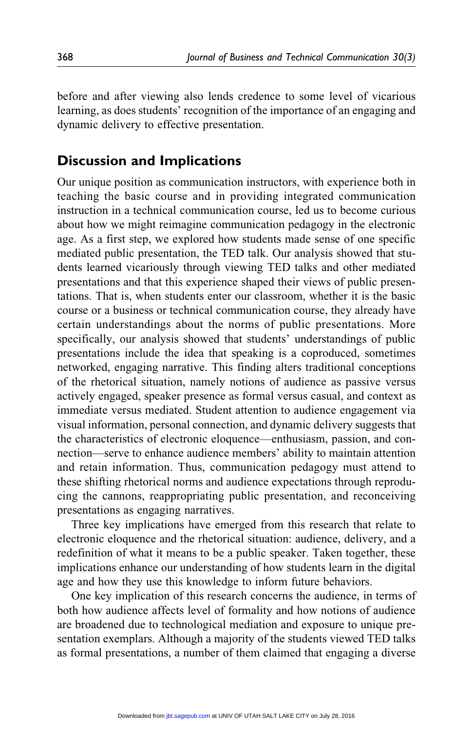before and after viewing also lends credence to some level of vicarious learning, as does students' recognition of the importance of an engaging and dynamic delivery to effective presentation.

## Discussion and Implications

Our unique position as communication instructors, with experience both in teaching the basic course and in providing integrated communication instruction in a technical communication course, led us to become curious about how we might reimagine communication pedagogy in the electronic age. As a first step, we explored how students made sense of one specific mediated public presentation, the TED talk. Our analysis showed that students learned vicariously through viewing TED talks and other mediated presentations and that this experience shaped their views of public presentations. That is, when students enter our classroom, whether it is the basic course or a business or technical communication course, they already have certain understandings about the norms of public presentations. More specifically, our analysis showed that students' understandings of public presentations include the idea that speaking is a coproduced, sometimes networked, engaging narrative. This finding alters traditional conceptions of the rhetorical situation, namely notions of audience as passive versus actively engaged, speaker presence as formal versus casual, and context as immediate versus mediated. Student attention to audience engagement via visual information, personal connection, and dynamic delivery suggests that the characteristics of electronic eloquence—enthusiasm, passion, and connection—serve to enhance audience members' ability to maintain attention and retain information. Thus, communication pedagogy must attend to these shifting rhetorical norms and audience expectations through reproducing the cannons, reappropriating public presentation, and reconceiving presentations as engaging narratives.

Three key implications have emerged from this research that relate to electronic eloquence and the rhetorical situation: audience, delivery, and a redefinition of what it means to be a public speaker. Taken together, these implications enhance our understanding of how students learn in the digital age and how they use this knowledge to inform future behaviors.

One key implication of this research concerns the audience, in terms of both how audience affects level of formality and how notions of audience are broadened due to technological mediation and exposure to unique presentation exemplars. Although a majority of the students viewed TED talks as formal presentations, a number of them claimed that engaging a diverse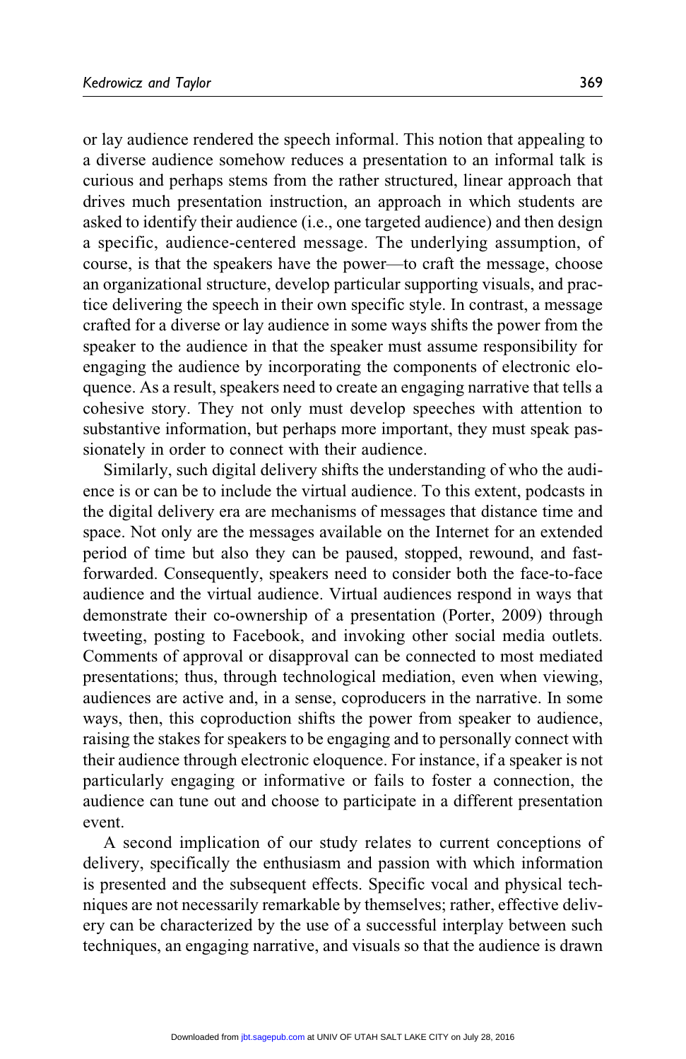or lay audience rendered the speech informal. This notion that appealing to a diverse audience somehow reduces a presentation to an informal talk is curious and perhaps stems from the rather structured, linear approach that drives much presentation instruction, an approach in which students are asked to identify their audience (i.e., one targeted audience) and then design a specific, audience-centered message. The underlying assumption, of course, is that the speakers have the power—to craft the message, choose an organizational structure, develop particular supporting visuals, and practice delivering the speech in their own specific style. In contrast, a message crafted for a diverse or lay audience in some ways shifts the power from the speaker to the audience in that the speaker must assume responsibility for engaging the audience by incorporating the components of electronic eloquence. As a result, speakers need to create an engaging narrative that tells a cohesive story. They not only must develop speeches with attention to substantive information, but perhaps more important, they must speak passionately in order to connect with their audience.

Similarly, such digital delivery shifts the understanding of who the audience is or can be to include the virtual audience. To this extent, podcasts in the digital delivery era are mechanisms of messages that distance time and space. Not only are the messages available on the Internet for an extended period of time but also they can be paused, stopped, rewound, and fast-forwarded. Consequently, speakers need to consider both the face-to-face audience and the virtual audience. Virtual audiences respond in ways that demonstrate their co-ownership of a presentation (Porter, 2009) through tweeting, posting to Facebook, and invoking other social media outlets. Comments of approval or disapproval can be connected to most mediated presentations; thus, through technological mediation, even when viewing, audiences are active and, in a sense, coproducers in the narrative. In some ways, then, this coproduction shifts the power from speaker to audience, raising the stakes for speakers to be engaging and to personally connect with their audience through electronic eloquence. For instance, if a speaker is not particularly engaging or informative or fails to foster a connection, the audience can tune out and choose to participate in a different presentation event.

A second implication of our study relates to current conceptions of delivery, specifically the enthusiasm and passion with which information is presented and the subsequent effects. Specific vocal and physical techniques are not necessarily remarkable by themselves; rather, effective delivery can be characterized by the use of a successful interplay between such techniques, an engaging narrative, and visuals so that the audience is drawn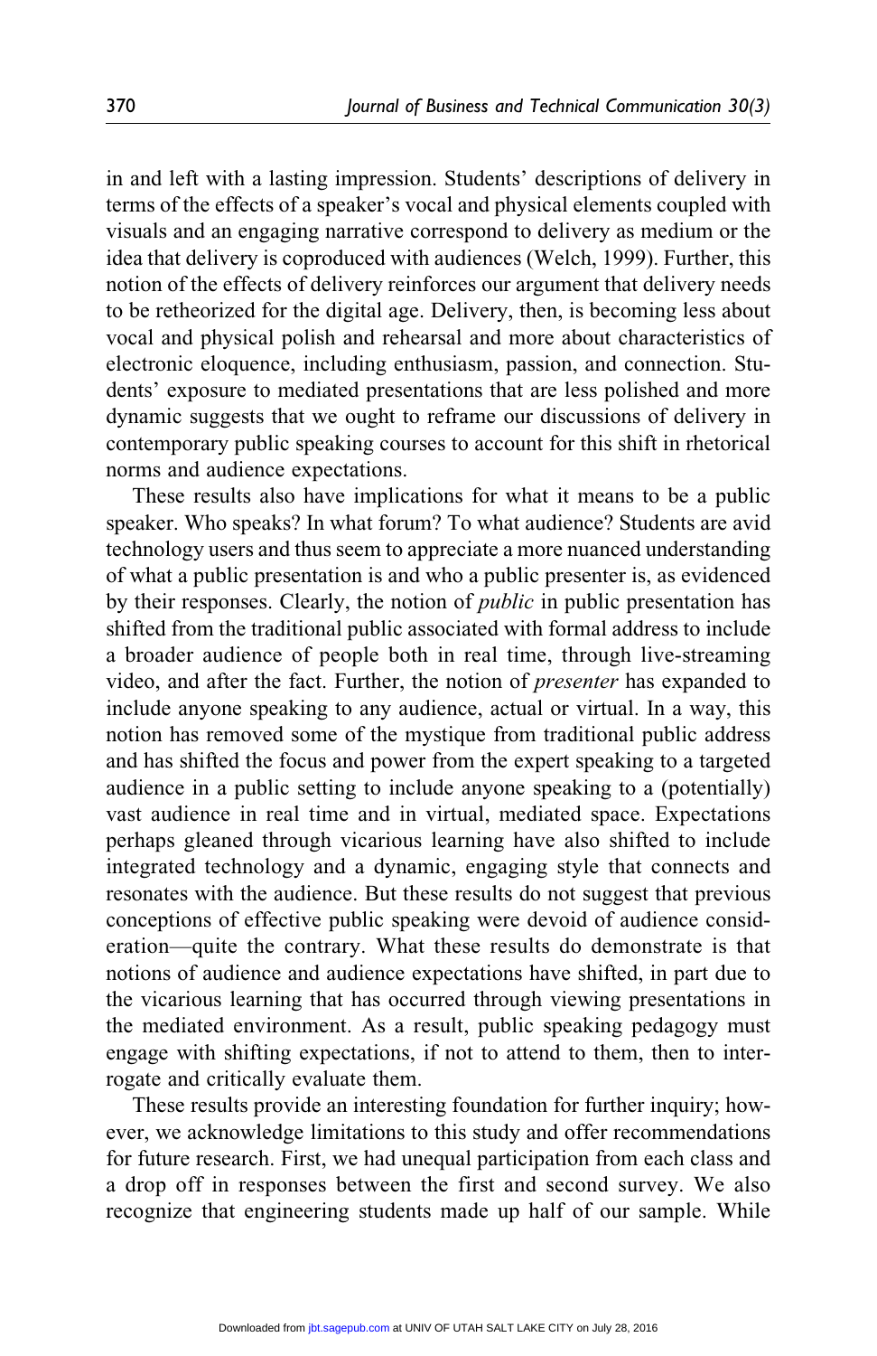in and left with a lasting impression. Students' descriptions of delivery in terms of the effects of a speaker's vocal and physical elements coupled with visuals and an engaging narrative correspond to delivery as medium or the idea that delivery is coproduced with audiences (Welch, 1999). Further, this notion of the effects of delivery reinforces our argument that delivery needs to be retheorized for the digital age. Delivery, then, is becoming less about vocal and physical polish and rehearsal and more about characteristics of electronic eloquence, including enthusiasm, passion, and connection. Students' exposure to mediated presentations that are less polished and more dynamic suggests that we ought to reframe our discussions of delivery in contemporary public speaking courses to account for this shift in rhetorical norms and audience expectations.

These results also have implications for what it means to be a public speaker. Who speaks? In what forum? To what audience? Students are avid technology users and thus seem to appreciate a more nuanced understanding of what a public presentation is and who a public presenter is, as evidenced by their responses. Clearly, the notion of *public* in public presentation has shifted from the traditional public associated with formal address to include a broader audience of people both in real time, through live-streaming video, and after the fact. Further, the notion of *presenter* has expanded to include anyone speaking to any audience, actual or virtual. In a way, this notion has removed some of the mystique from traditional public address and has shifted the focus and power from the expert speaking to a targeted audience in a public setting to include anyone speaking to a (potentially) vast audience in real time and in virtual, mediated space. Expectations perhaps gleaned through vicarious learning have also shifted to include integrated technology and a dynamic, engaging style that connects and resonates with the audience. But these results do not suggest that previous conceptions of effective public speaking were devoid of audience consideration—quite the contrary. What these results do demonstrate is that notions of audience and audience expectations have shifted, in part due to the vicarious learning that has occurred through viewing presentations in the mediated environment. As a result, public speaking pedagogy must engage with shifting expectations, if not to attend to them, then to interrogate and critically evaluate them.

These results provide an interesting foundation for further inquiry; however, we acknowledge limitations to this study and offer recommendations for future research. First, we had unequal participation from each class and a drop off in responses between the first and second survey. We also recognize that engineering students made up half of our sample. While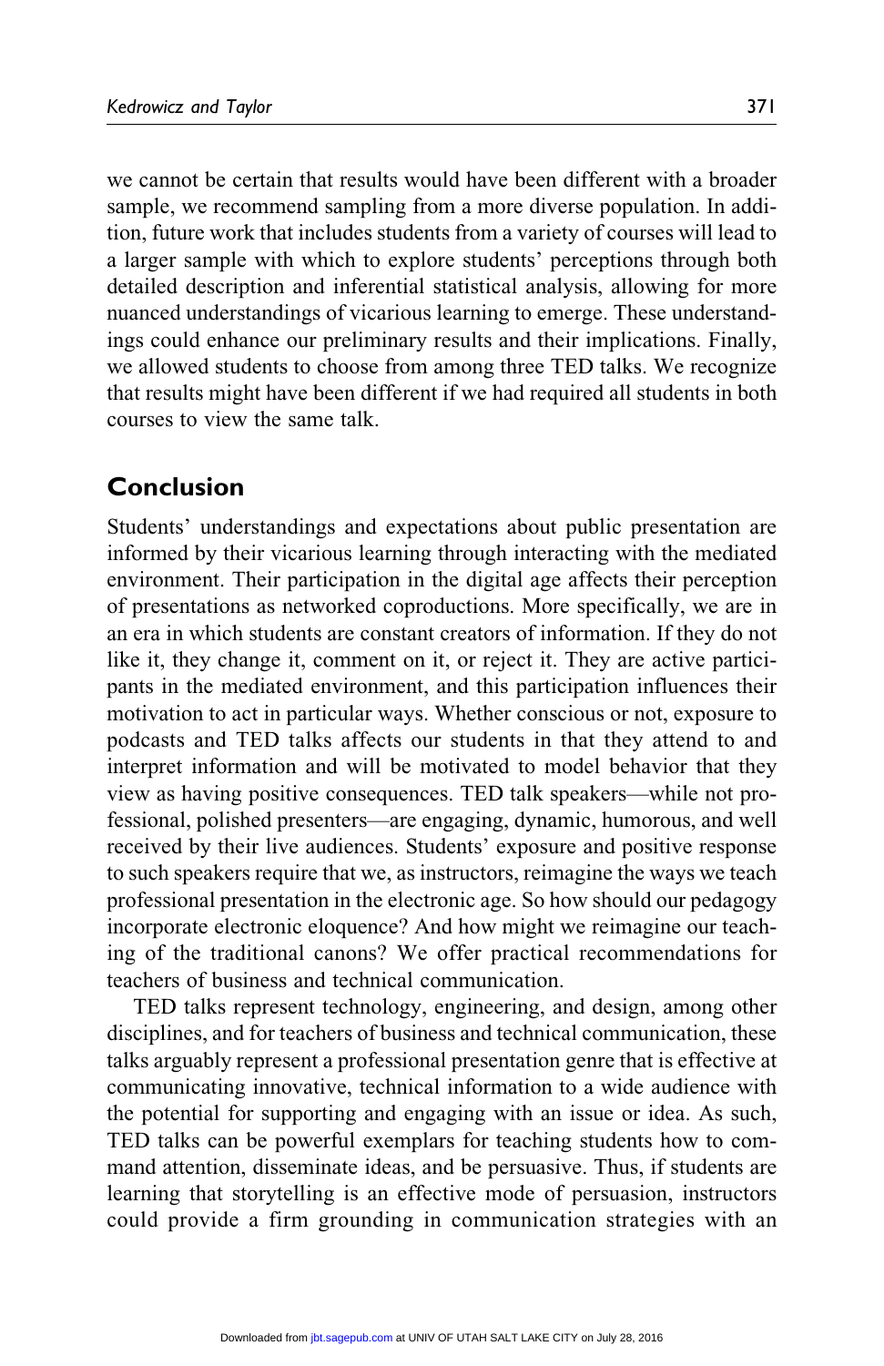we cannot be certain that results would have been different with a broader sample, we recommend sampling from a more diverse population. In addition, future work that includes students from a variety of courses will lead to a larger sample with which to explore students' perceptions through both detailed description and inferential statistical analysis, allowing for more nuanced understandings of vicarious learning to emerge. These understandings could enhance our preliminary results and their implications. Finally, we allowed students to choose from among three TED talks. We recognize that results might have been different if we had required all students in both courses to view the same talk.

## Conclusion

Students' understandings and expectations about public presentation are informed by their vicarious learning through interacting with the mediated environment. Their participation in the digital age affects their perception of presentations as networked coproductions. More specifically, we are in an era in which students are constant creators of information. If they do not like it, they change it, comment on it, or reject it. They are active participants in the mediated environment, and this participation influences their motivation to act in particular ways. Whether conscious or not, exposure to podcasts and TED talks affects our students in that they attend to and interpret information and will be motivated to model behavior that they view as having positive consequences. TED talk speakers—while not professional, polished presenters—are engaging, dynamic, humorous, and well received by their live audiences. Students' exposure and positive response to such speakers require that we, as instructors, reimagine the ways we teach professional presentation in the electronic age. So how should our pedagogy incorporate electronic eloquence? And how might we reimagine our teaching of the traditional canons? We offer practical recommendations for teachers of business and technical communication.

TED talks represent technology, engineering, and design, among other disciplines, and for teachers of business and technical communication, these talks arguably represent a professional presentation genre that is effective at communicating innovative, technical information to a wide audience with the potential for supporting and engaging with an issue or idea. As such, TED talks can be powerful exemplars for teaching students how to command attention, disseminate ideas, and be persuasive. Thus, if students are learning that storytelling is an effective mode of persuasion, instructors could provide a firm grounding in communication strategies with an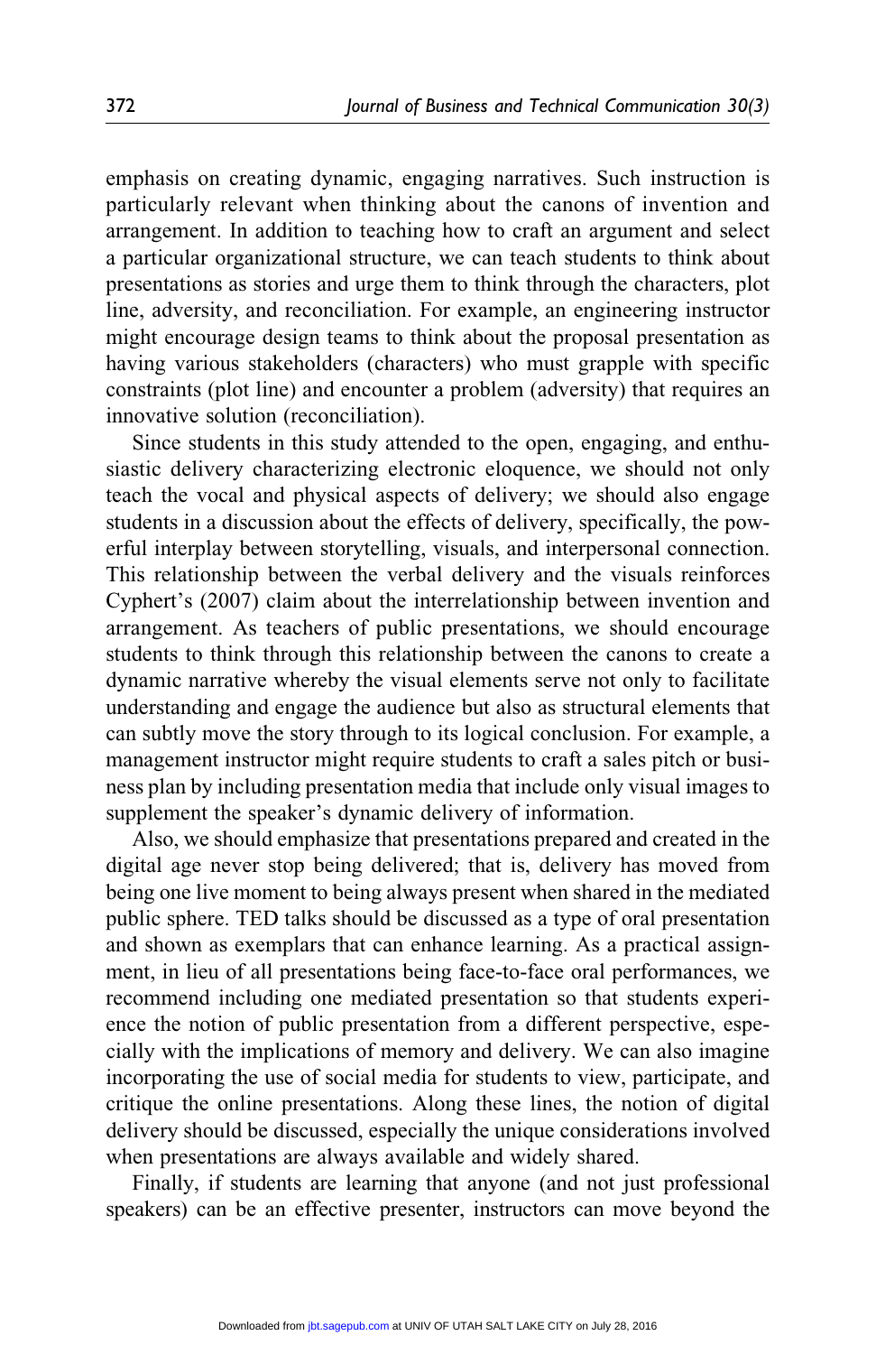emphasis on creating dynamic, engaging narratives. Such instruction is particularly relevant when thinking about the canons of invention and arrangement. In addition to teaching how to craft an argument and select a particular organizational structure, we can teach students to think about presentations as stories and urge them to think through the characters, plot line, adversity, and reconciliation. For example, an engineering instructor might encourage design teams to think about the proposal presentation as having various stakeholders (characters) who must grapple with specific constraints (plot line) and encounter a problem (adversity) that requires an innovative solution (reconciliation).

Since students in this study attended to the open, engaging, and enthusiastic delivery characterizing electronic eloquence, we should not only teach the vocal and physical aspects of delivery; we should also engage students in a discussion about the effects of delivery, specifically, the powerful interplay between storytelling, visuals, and interpersonal connection. This relationship between the verbal delivery and the visuals reinforces Cyphert's (2007) claim about the interrelationship between invention and arrangement. As teachers of public presentations, we should encourage students to think through this relationship between the canons to create a dynamic narrative whereby the visual elements serve not only to facilitate understanding and engage the audience but also as structural elements that can subtly move the story through to its logical conclusion. For example, a management instructor might require students to craft a sales pitch or business plan by including presentation media that include only visual images to supplement the speaker's dynamic delivery of information.

Also, we should emphasize that presentations prepared and created in the digital age never stop being delivered; that is, delivery has moved from being one live moment to being always present when shared in the mediated public sphere. TED talks should be discussed as a type of oral presentation and shown as exemplars that can enhance learning. As a practical assignment, in lieu of all presentations being face-to-face oral performances, we recommend including one mediated presentation so that students experience the notion of public presentation from a different perspective, especially with the implications of memory and delivery. We can also imagine incorporating the use of social media for students to view, participate, and critique the online presentations. Along these lines, the notion of digital delivery should be discussed, especially the unique considerations involved when presentations are always available and widely shared.

Finally, if students are learning that anyone (and not just professional speakers) can be an effective presenter, instructors can move beyond the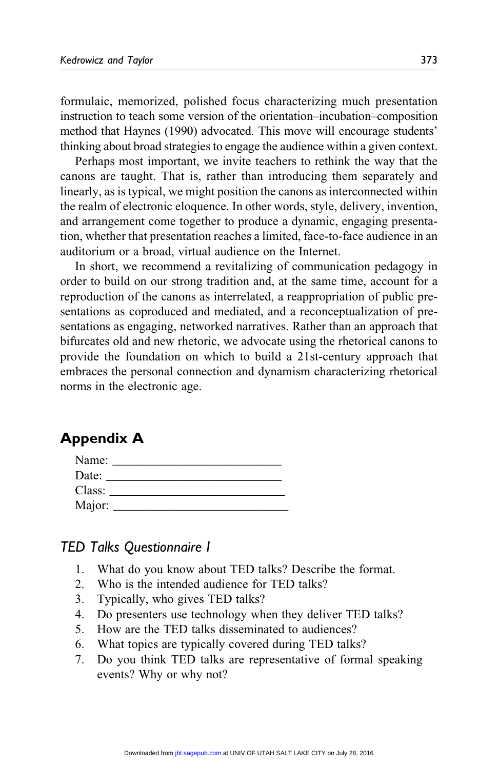formulaic, memorized, polished focus characterizing much presentation instruction to teach some version of the orientation–incubation–composition method that Haynes (1990) advocated. This move will encourage students' thinking about broad strategies to engage the audience within a given context.

Perhaps most important, we invite teachers to rethink the way that the canons are taught. That is, rather than introducing them separately and linearly, as is typical, we might position the canons as interconnected within the realm of electronic eloquence. In other words, style, delivery, invention, and arrangement come together to produce a dynamic, engaging presentation, whether that presentation reaches a limited, face-to-face audience in an auditorium or a broad, virtual audience on the Internet.

In short, we recommend a revitalizing of communication pedagogy in order to build on our strong tradition and, at the same time, account for a reproduction of the canons as interrelated, a reappropriation of public presentations as coproduced and mediated, and a reconceptualization of presentations as engaging, networked narratives. Rather than an approach that bifurcates old and new rhetoric, we advocate using the rhetorical canons to provide the foundation on which to build a 21st-century approach that embraces the personal connection and dynamism characterizing rhetorical norms in the electronic age.

## Appendix A

Name: ___________________________
Date: ___________________________
Class: ___________________________
Major: ___________________________

### *TED Talks Questionnaire I*

1. What do you know about TED talks? Describe the format.
2. Who is the intended audience for TED talks?
3. Typically, who gives TED talks?
4. Do presenters use technology when they deliver TED talks?
5. How are the TED talks disseminated to audiences?
6. What topics are typically covered during TED talks?
7. Do you think TED talks are representative of formal speaking events? Why or why not?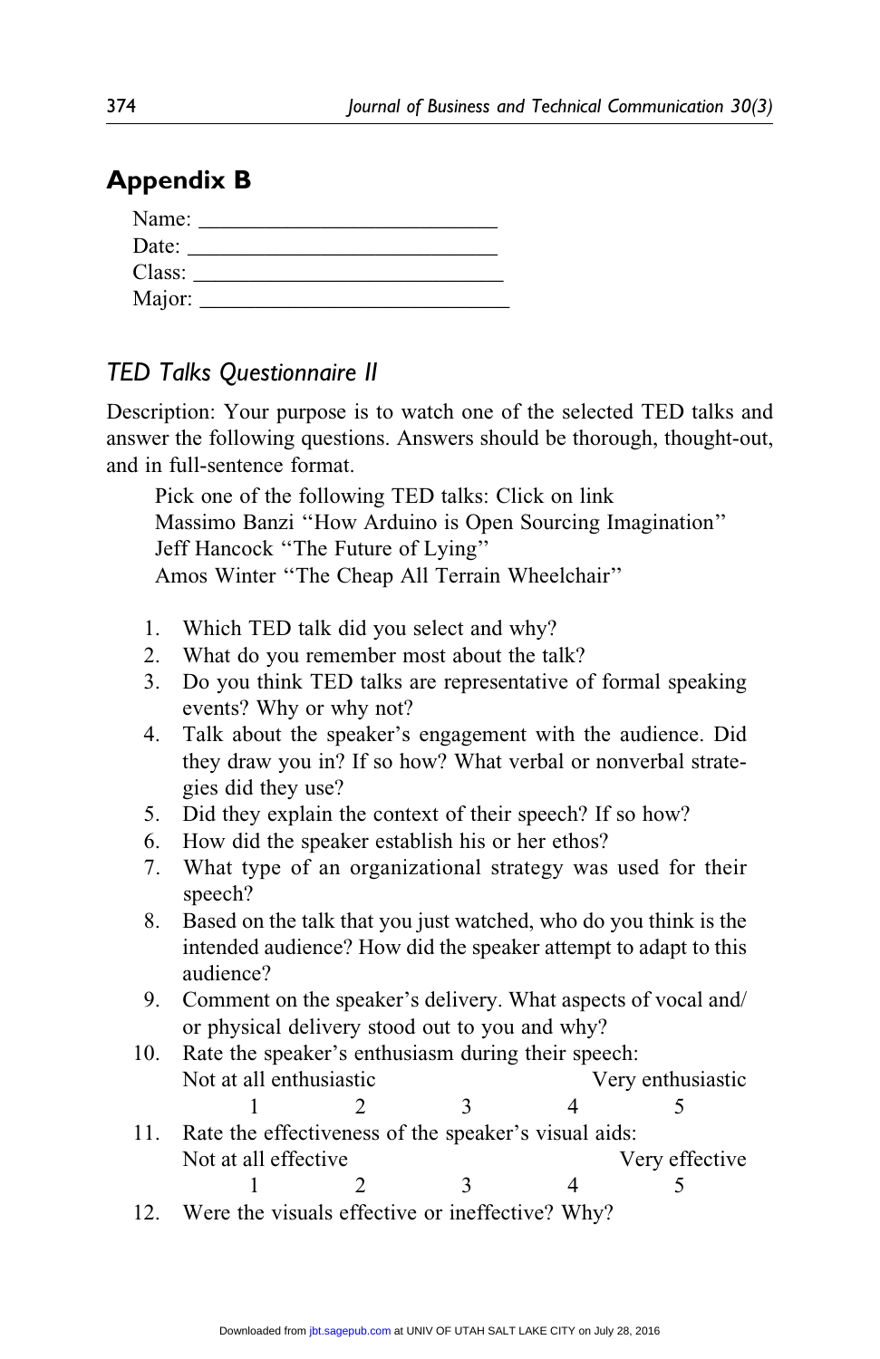## Appendix B

Name: ___________________________
Date: ___________________________
Class: ___________________________
Major: ___________________________

### *TED Talks Questionnaire II*

Description: Your purpose is to watch one of the selected TED talks and answer the following questions. Answers should be thorough, thought-out, and in full-sentence format.

Pick one of the following TED talks: Click on link
Massimo Banzi "How Arduino is Open Sourcing Imagination"
Jeff Hancock "The Future of Lying"
Amos Winter "The Cheap All Terrain Wheelchair"

1. Which TED talk did you select and why?
2. What do you remember most about the talk?
3. Do you think TED talks are representative of formal speaking events? Why or why not?
4. Talk about the speaker's engagement with the audience. Did they draw you in? If so how? What verbal or nonverbal strategies did they use?
5. Did they explain the context of their speech? If so how?
6. How did the speaker establish his or her ethos?
7. What type of an organizational strategy was used for their speech?
8. Based on the talk that you just watched, who do you think is the intended audience? How did the speaker attempt to adapt to this audience?
9. Comment on the speaker's delivery. What aspects of vocal and/or physical delivery stood out to you and why?
10. Rate the speaker's enthusiasm during their speech:
    Not at all enthusiastic — Very enthusiastic
    1 2 3 4 5
11. Rate the effectiveness of the speaker's visual aids:
    Not at all effective — Very effective
    1 2 3 4 5
12. Were the visuals effective or ineffective? Why?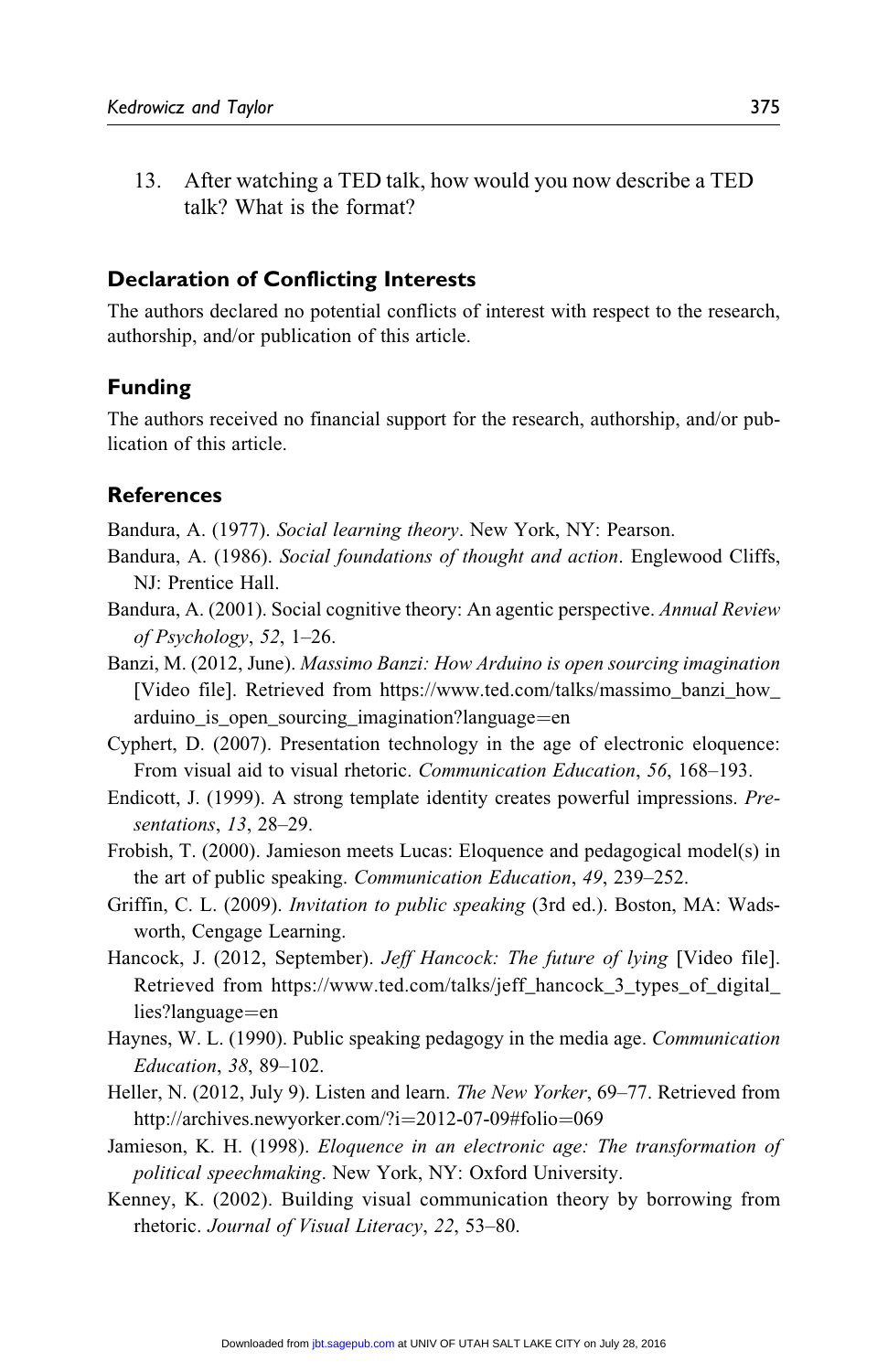13. After watching a TED talk, how would you now describe a TED talk? What is the format?

## Declaration of Conflicting Interests

The authors declared no potential conflicts of interest with respect to the research, authorship, and/or publication of this article.

## Funding

The authors received no financial support for the research, authorship, and/or publication of this article.

## References

Bandura, A. (1977). *Social learning theory*. New York, NY: Pearson.

Bandura, A. (1986). *Social foundations of thought and action*. Englewood Cliffs, NJ: Prentice Hall.

Bandura, A. (2001). Social cognitive theory: An agentic perspective. *Annual Review of Psychology*, *52*, 1–26.

Banzi, M. (2012, June). *Massimo Banzi: How Arduino is open sourcing imagination* [Video file]. Retrieved from https://www.ted.com/talks/massimo_banzi_how_arduino_is_open_sourcing_imagination?language=en

Cyphert, D. (2007). Presentation technology in the age of electronic eloquence: From visual aid to visual rhetoric. *Communication Education*, *56*, 168–193.

Endicott, J. (1999). A strong template identity creates powerful impressions. *Presentations*, *13*, 28–29.

Frobish, T. (2000). Jamieson meets Lucas: Eloquence and pedagogical model(s) in the art of public speaking. *Communication Education*, *49*, 239–252.

Griffin, C. L. (2009). *Invitation to public speaking* (3rd ed.). Boston, MA: Wadsworth, Cengage Learning.

Hancock, J. (2012, September). *Jeff Hancock: The future of lying* [Video file]. Retrieved from https://www.ted.com/talks/jeff_hancock_3_types_of_digital_lies?language=en

Haynes, W. L. (1990). Public speaking pedagogy in the media age. *Communication Education*, *38*, 89–102.

Heller, N. (2012, July 9). Listen and learn. *The New Yorker*, 69–77. Retrieved from http://archives.newyorker.com/?i=2012-07-09#folio=069

Jamieson, K. H. (1998). *Eloquence in an electronic age: The transformation of political speechmaking*. New York, NY: Oxford University.

Kenney, K. (2002). Building visual communication theory by borrowing from rhetoric. *Journal of Visual Literacy*, *22*, 53–80.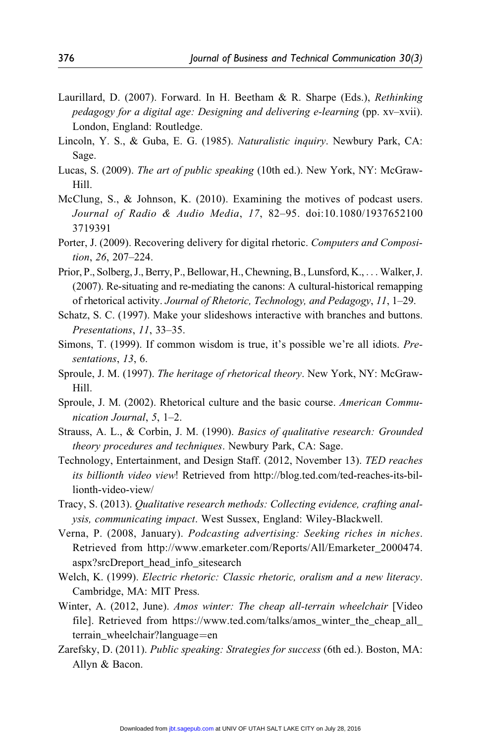Laurillard, D. (2007). Forward. In H. Beetham & R. Sharpe (Eds.), *Rethinking pedagogy for a digital age: Designing and delivering e-learning* (pp. xv–xvii). London, England: Routledge.

Lincoln, Y. S., & Guba, E. G. (1985). *Naturalistic inquiry*. Newbury Park, CA: Sage.

Lucas, S. (2009). *The art of public speaking* (10th ed.). New York, NY: McGraw-Hill.

McClung, S., & Johnson, K. (2010). Examining the motives of podcast users. *Journal of Radio & Audio Media*, *17*, 82–95. doi:10.1080/19376521003719391

Porter, J. (2009). Recovering delivery for digital rhetoric. *Computers and Composition*, *26*, 207–224.

Prior, P., Solberg, J., Berry, P., Bellowar, H., Chewning, B., Lunsford, K., . . . Walker, J. (2007). Re-situating and re-mediating the canons: A cultural-historical remapping of rhetorical activity. *Journal of Rhetoric, Technology, and Pedagogy*, *11*, 1–29.

Schatz, S. C. (1997). Make your slideshows interactive with branches and buttons. *Presentations*, *11*, 33–35.

Simons, T. (1999). If common wisdom is true, it's possible we're all idiots. *Presentations*, *13*, 6.

Sproule, J. M. (1997). *The heritage of rhetorical theory*. New York, NY: McGraw-Hill.

Sproule, J. M. (2002). Rhetorical culture and the basic course. *American Communication Journal*, *5*, 1–2.

Strauss, A. L., & Corbin, J. M. (1990). *Basics of qualitative research: Grounded theory procedures and techniques*. Newbury Park, CA: Sage.

Technology, Entertainment, and Design Staff. (2012, November 13). *TED reaches its billionth video view*! Retrieved from http://blog.ted.com/ted-reaches-its-billionth-video-view/

Tracy, S. (2013). *Qualitative research methods: Collecting evidence, crafting analysis, communicating impact*. West Sussex, England: Wiley-Blackwell.

Verna, P. (2008, January). *Podcasting advertising: Seeking riches in niches*. Retrieved from http://www.emarketer.com/Reports/All/Emarketer_2000474.aspx?srcDreport_head_info_sitesearch

Welch, K. (1999). *Electric rhetoric: Classic rhetoric, oralism and a new literacy*. Cambridge, MA: MIT Press.

Winter, A. (2012, June). *Amos winter: The cheap all-terrain wheelchair* [Video file]. Retrieved from https://www.ted.com/talks/amos_winter_the_cheap_all_terrain_wheelchair?language=en

Zarefsky, D. (2011). *Public speaking: Strategies for success* (6th ed.). Boston, MA: Allyn & Bacon.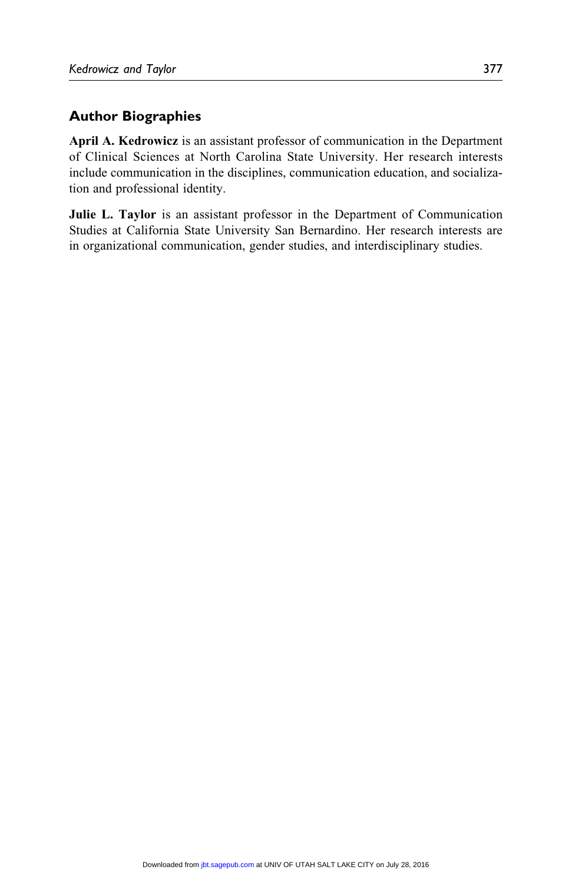## Author Biographies

**April A. Kedrowicz** is an assistant professor of communication in the Department of Clinical Sciences at North Carolina State University. Her research interests include communication in the disciplines, communication education, and socialization and professional identity.

**Julie L. Taylor** is an assistant professor in the Department of Communication Studies at California State University San Bernardino. Her research interests are in organizational communication, gender studies, and interdisciplinary studies.